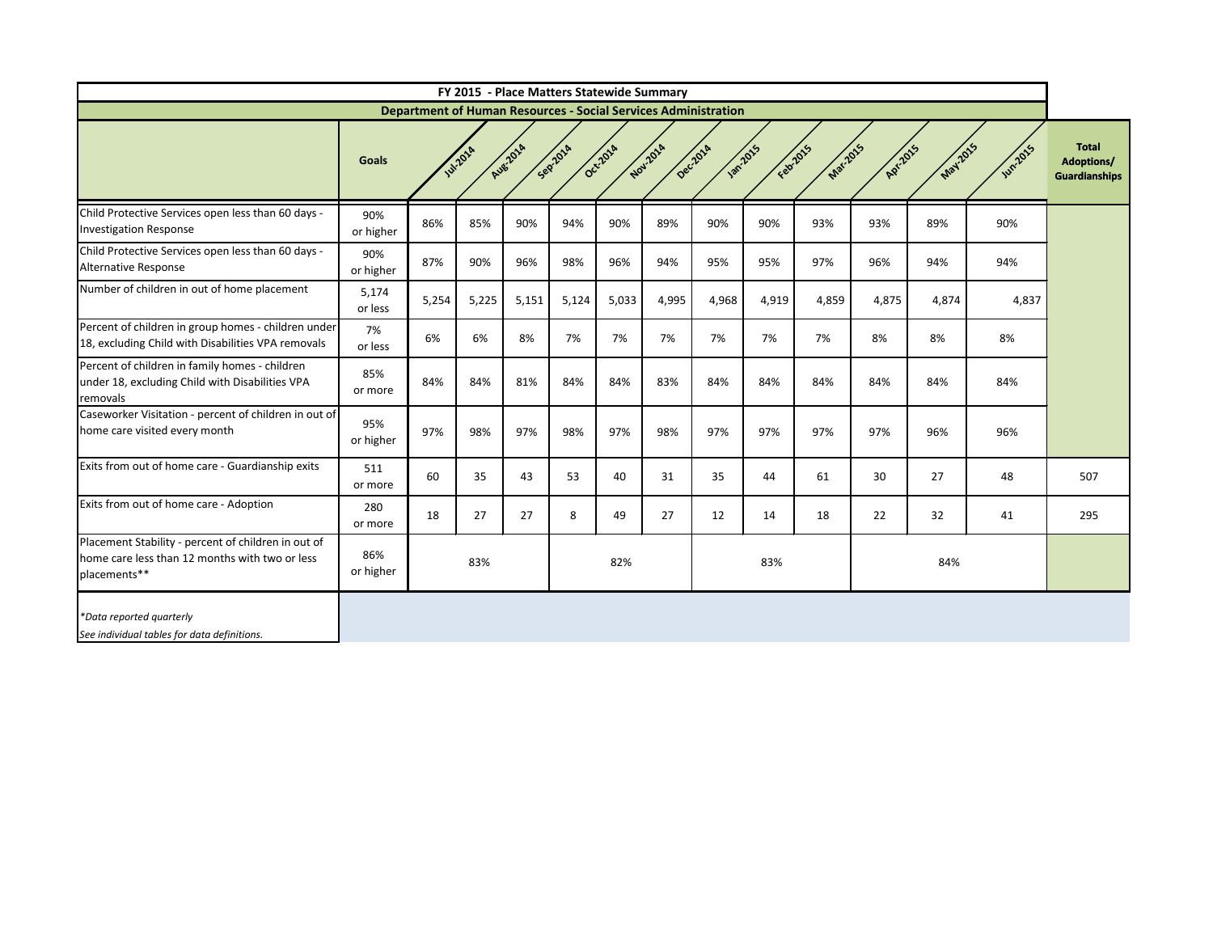# FY 2015 - Place Matters Statewide Summary

## Department of Human Resources - Social Services Administration

| | Goals | Jul-2014 | Aug-2014 | Sep-2014 | Oct-2014 | Nov-2014 | Dec-2014 | Jan-2015 | Feb-2015 | Mar-2015 | Apr-2015 | May-2015 | Jun-2015 | Total Adoptions/ Guardianships |
|---|---|---|---|---|---|---|---|---|---|---|---|---|---|---|
| Child Protective Services open less than 60 days - Investigation Response | 90% or higher | 86% | 85% | 90% | 94% | 90% | 89% | 90% | 90% | 93% | 93% | 89% | 90% | |
| Child Protective Services open less than 60 days - Alternative Response | 90% or higher | 87% | 90% | 96% | 98% | 96% | 94% | 95% | 95% | 97% | 96% | 94% | 94% | |
| Number of children in out of home placement | 5,174 or less | 5,254 | 5,225 | 5,151 | 5,124 | 5,033 | 4,995 | 4,968 | 4,919 | 4,859 | 4,875 | 4,874 | 4,837 | |
| Percent of children in group homes - children under 18, excluding Child with Disabilities VPA removals | 7% or less | 6% | 6% | 8% | 7% | 7% | 7% | 7% | 7% | 7% | 8% | 8% | 8% | |
| Percent of children in family homes - children under 18, excluding Child with Disabilities VPA removals | 85% or more | 84% | 84% | 81% | 84% | 84% | 83% | 84% | 84% | 84% | 84% | 84% | 84% | |
| Caseworker Visitation - percent of children in out of home care visited every month | 95% or higher | 97% | 98% | 97% | 98% | 97% | 98% | 97% | 97% | 97% | 97% | 96% | 96% | |
| Exits from out of home care - Guardianship exits | 511 or more | 60 | 35 | 43 | 53 | 40 | 31 | 35 | 44 | 61 | 30 | 27 | 48 | 507 |
| Exits from out of home care - Adoption | 280 or more | 18 | 27 | 27 | 8 | 49 | 27 | 12 | 14 | 18 | 22 | 32 | 41 | 295 |
| Placement Stability - percent of children in out of home care less than 12 months with two or less placements** | 86% or higher | | 83% | | | 82% | | | 83% | | | 84% | | |

*Data reported quarterly

*See individual tables for data definitions.*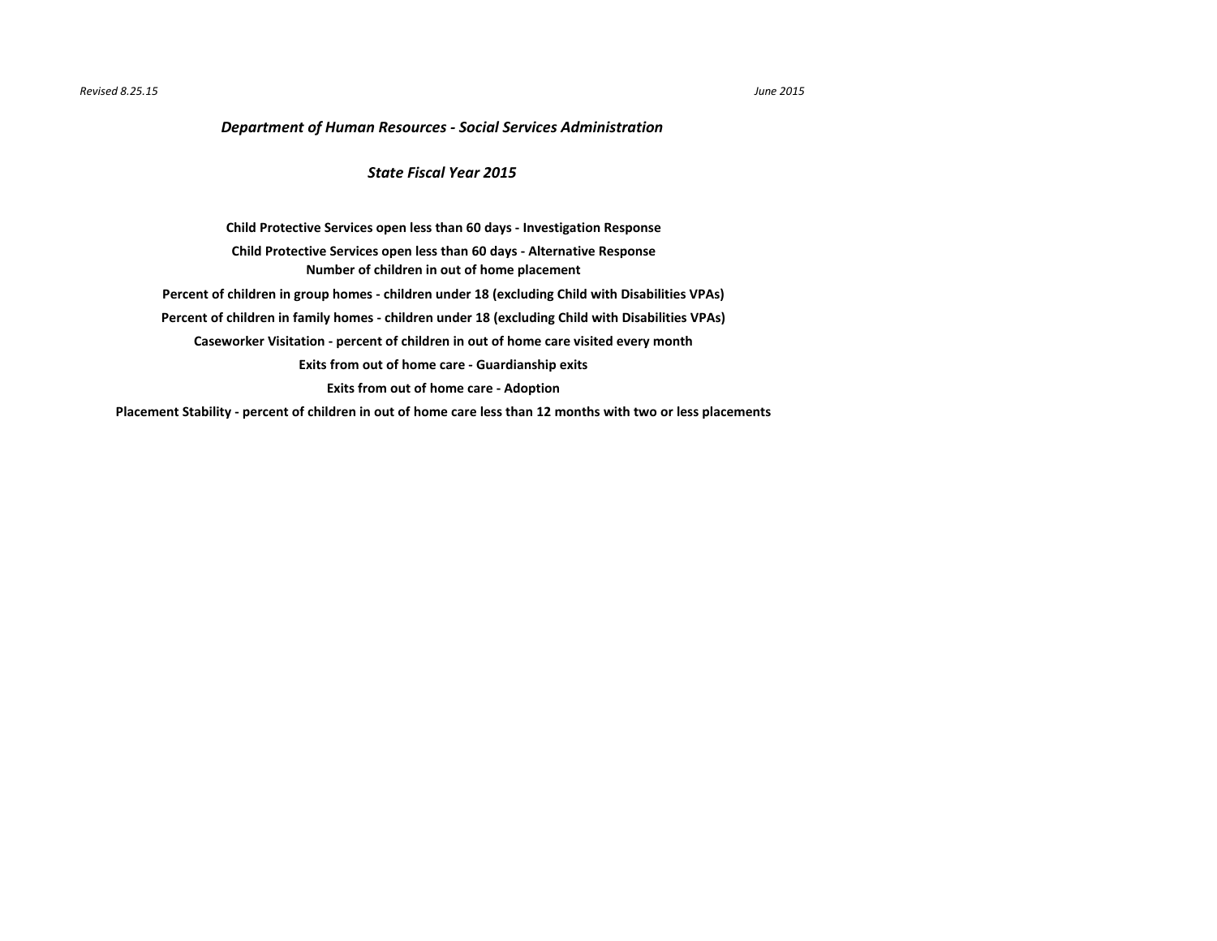*Revised 8.25.15*

*June 2015*

## *Department of Human Resources - Social Services Administration*

### *State Fiscal Year 2015*

**Child Protective Services open less than 60 days - Investigation Response**

**Child Protective Services open less than 60 days - Alternative Response**

**Number of children in out of home placement**

**Percent of children in group homes - children under 18 (excluding Child with Disabilities VPAs)**

**Percent of children in family homes - children under 18 (excluding Child with Disabilities VPAs)**

**Caseworker Visitation - percent of children in out of home care visited every month**

**Exits from out of home care - Guardianship exits**

**Exits from out of home care - Adoption**

**Placement Stability - percent of children in out of home care less than 12 months with two or less placements**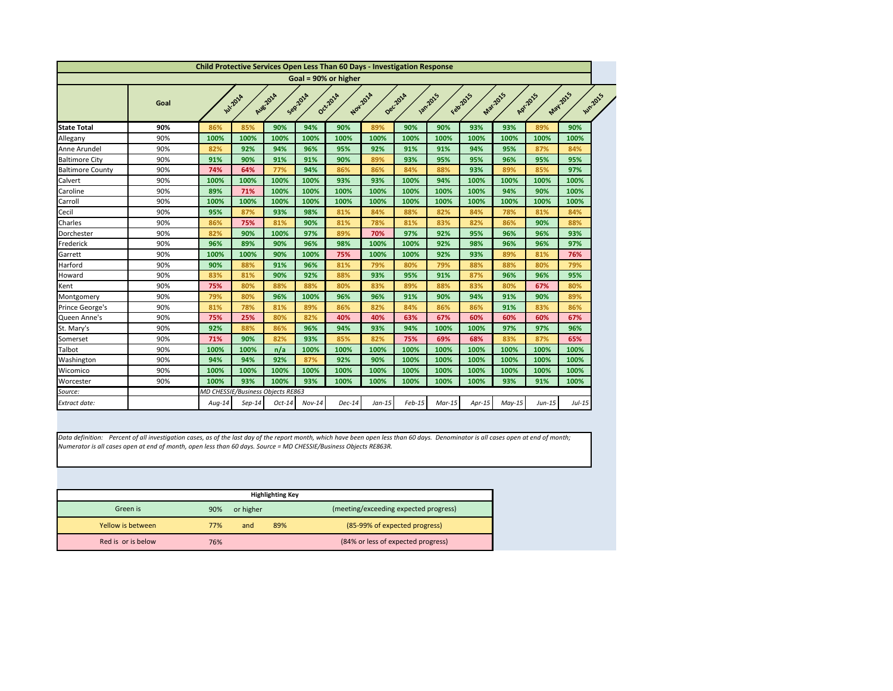| Child Protective Services Open Less Than 60 Days - Investigation Response | | | | | | | | | | | | | |
|---|---|---|---|---|---|---|---|---|---|---|---|---|---|
| Goal = 90% or higher | | | | | | | | | | | | | |
| | Goal | Jul-2014 | Aug-2014 | Sep-2014 | Oct-2014 | Nov-2014 | Dec-2014 | Jan-2015 | Feb-2015 | Mar-2015 | Apr-2015 | May-2015 | Jun-2015 |
| **State Total** | **90%** | 86% | 85% | 90% | 94% | 90% | 89% | 90% | 90% | 93% | 93% | 89% | 90% |
| Allegany | 90% | 100% | 100% | 100% | 100% | 100% | 100% | 100% | 100% | 100% | 100% | 100% | 100% |
| Anne Arundel | 90% | 82% | 92% | 94% | 96% | 95% | 92% | 91% | 91% | 94% | 95% | 87% | 84% |
| Baltimore City | 90% | 91% | 90% | 91% | 91% | 90% | 89% | 93% | 95% | 95% | 96% | 95% | 95% |
| Baltimore County | 90% | 74% | 64% | 77% | 94% | 86% | 86% | 84% | 88% | 93% | 89% | 85% | 97% |
| Calvert | 90% | 100% | 100% | 100% | 100% | 93% | 93% | 100% | 94% | 100% | 100% | 100% | 100% |
| Caroline | 90% | 89% | 71% | 100% | 100% | 100% | 100% | 100% | 100% | 100% | 94% | 90% | 100% |
| Carroll | 90% | 100% | 100% | 100% | 100% | 100% | 100% | 100% | 100% | 100% | 100% | 100% | 100% |
| Cecil | 90% | 95% | 87% | 93% | 98% | 81% | 84% | 88% | 82% | 84% | 78% | 81% | 84% |
| Charles | 90% | 86% | 75% | 81% | 90% | 81% | 78% | 81% | 83% | 82% | 86% | 90% | 88% |
| Dorchester | 90% | 82% | 90% | 100% | 97% | 89% | 70% | 97% | 92% | 95% | 96% | 96% | 93% |
| Frederick | 90% | 96% | 89% | 90% | 96% | 98% | 100% | 100% | 92% | 98% | 96% | 96% | 97% |
| Garrett | 90% | 100% | 100% | 90% | 100% | 75% | 100% | 100% | 92% | 93% | 89% | 81% | 76% |
| Harford | 90% | 90% | 88% | 91% | 96% | 81% | 79% | 80% | 79% | 88% | 88% | 80% | 79% |
| Howard | 90% | 83% | 81% | 90% | 92% | 88% | 93% | 95% | 91% | 87% | 96% | 96% | 95% |
| Kent | 90% | 75% | 80% | 88% | 88% | 80% | 83% | 89% | 88% | 83% | 80% | 67% | 80% |
| Montgomery | 90% | 79% | 80% | 96% | 100% | 96% | 96% | 91% | 90% | 94% | 91% | 90% | 89% |
| Prince George's | 90% | 81% | 78% | 81% | 89% | 86% | 82% | 84% | 86% | 86% | 91% | 83% | 86% |
| Queen Anne's | 90% | 75% | 25% | 80% | 82% | 40% | 40% | 63% | 67% | 60% | 60% | 60% | 67% |
| St. Mary's | 90% | 92% | 88% | 86% | 96% | 94% | 93% | 94% | 100% | 100% | 97% | 97% | 96% |
| Somerset | 90% | 71% | 90% | 82% | 93% | 85% | 82% | 75% | 69% | 68% | 83% | 87% | 65% |
| Talbot | 90% | 100% | 100% | n/a | 100% | 100% | 100% | 100% | 100% | 100% | 100% | 100% | 100% |
| Washington | 90% | 94% | 94% | 92% | 87% | 92% | 90% | 100% | 100% | 100% | 100% | 100% | 100% |
| Wicomico | 90% | 100% | 100% | 100% | 100% | 100% | 100% | 100% | 100% | 100% | 100% | 100% | 100% |
| Worcester | 90% | 100% | 93% | 100% | 93% | 100% | 100% | 100% | 100% | 100% | 93% | 91% | 100% |
| *Source:* | | *MD CHESSIE/Business Objects RE863* | | | | | | | | | | | |
| *Extract date:* | | *Aug-14* | *Sep-14* | *Oct-14* | *Nov-14* | *Dec-14* | *Jan-15* | *Feb-15* | *Mar-15* | *Apr-15* | *May-15* | *Jun-15* | *Jul-15* |

*Data definition: Percent of all investigation cases, as of the last day of the report month, which have been open less than 60 days. Denominator is all cases open at end of month; Numerator is all cases open at end of month, open less than 60 days. Source = MD CHESSIE/Business Objects RE863R.*

| Highlighting Key | | | | |
|---|---|---|---|---|
| Green is | 90% | or higher | | (meeting/exceeding expected progress) |
| Yellow is between | 77% | and | 89% | (85-99% of expected progress) |
| Red is or is below | 76% | | | (84% or less of expected progress) |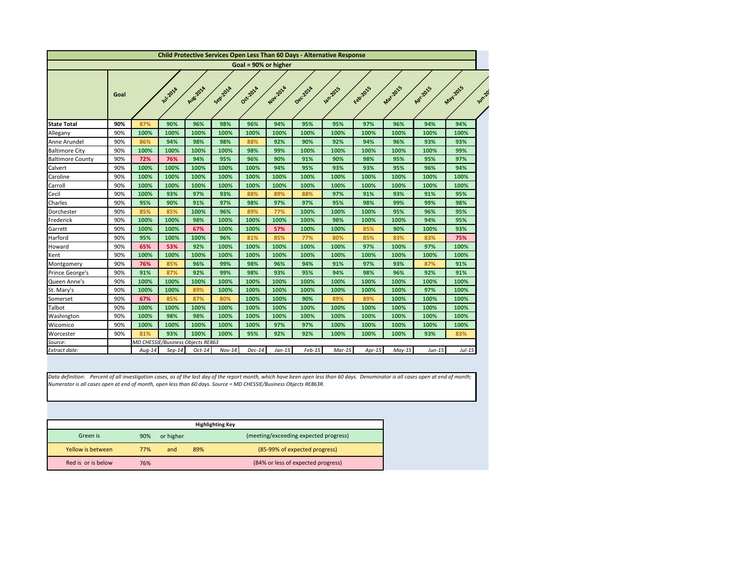## Child Protective Services Open Less Than 60 Days - Alternative Response

**Goal = 90% or higher**

| | Goal | Jul-2014 | Aug-2014 | Sep-2014 | Oct-2014 | Nov-2014 | Dec-2014 | Jan-2015 | Feb-2015 | Mar-2015 | Apr-2015 | May-2015 | Jun-2015 |
|---|---|---|---|---|---|---|---|---|---|---|---|---|---|
| **State Total** | **90%** | 87% | 90% | 96% | 98% | 96% | 94% | 95% | 95% | 97% | 96% | 94% | 94% |
| Allegany | 90% | 100% | 100% | 100% | 100% | 100% | 100% | 100% | 100% | 100% | 100% | 100% | 100% |
| Anne Arundel | 90% | 86% | 94% | 98% | 98% | 88% | 92% | 90% | 92% | 94% | 96% | 93% | 93% |
| Baltimore City | 90% | 100% | 100% | 100% | 100% | 98% | 99% | 100% | 100% | 100% | 100% | 100% | 99% |
| Baltimore County | 90% | 72% | 76% | 94% | 95% | 96% | 90% | 91% | 90% | 98% | 95% | 95% | 97% |
| Calvert | 90% | 100% | 100% | 100% | 100% | 100% | 94% | 95% | 93% | 93% | 95% | 96% | 94% |
| Caroline | 90% | 100% | 100% | 100% | 100% | 100% | 100% | 100% | 100% | 100% | 100% | 100% | 100% |
| Carroll | 90% | 100% | 100% | 100% | 100% | 100% | 100% | 100% | 100% | 100% | 100% | 100% | 100% |
| Cecil | 90% | 100% | 93% | 97% | 93% | 88% | 89% | 88% | 97% | 91% | 93% | 91% | 95% |
| Charles | 90% | 95% | 90% | 91% | 97% | 98% | 97% | 97% | 95% | 98% | 99% | 99% | 98% |
| Dorchester | 90% | 85% | 85% | 100% | 96% | 89% | 77% | 100% | 100% | 100% | 95% | 96% | 95% |
| Frederick | 90% | 100% | 100% | 98% | 100% | 100% | 100% | 100% | 98% | 100% | 100% | 94% | 95% |
| Garrett | 90% | 100% | 100% | 67% | 100% | 100% | 57% | 100% | 100% | 85% | 90% | 100% | 93% |
| Harford | 90% | 95% | 100% | 100% | 96% | 81% | 85% | 77% | 80% | 85% | 83% | 83% | 75% |
| Howard | 90% | 65% | 53% | 92% | 100% | 100% | 100% | 100% | 100% | 97% | 100% | 97% | 100% |
| Kent | 90% | 100% | 100% | 100% | 100% | 100% | 100% | 100% | 100% | 100% | 100% | 100% | 100% |
| Montgomery | 90% | 76% | 85% | 96% | 99% | 98% | 96% | 94% | 91% | 97% | 93% | 87% | 91% |
| Prince George's | 90% | 91% | 87% | 92% | 99% | 98% | 93% | 95% | 94% | 98% | 96% | 92% | 91% |
| Queen Anne's | 90% | 100% | 100% | 100% | 100% | 100% | 100% | 100% | 100% | 100% | 100% | 100% | 100% |
| St. Mary's | 90% | 100% | 100% | 89% | 100% | 100% | 100% | 100% | 100% | 100% | 100% | 97% | 100% |
| Somerset | 90% | 67% | 85% | 87% | 80% | 100% | 100% | 90% | 89% | 89% | 100% | 100% | 100% |
| Talbot | 90% | 100% | 100% | 100% | 100% | 100% | 100% | 100% | 100% | 100% | 100% | 100% | 100% |
| Washington | 90% | 100% | 98% | 98% | 100% | 100% | 100% | 100% | 100% | 100% | 100% | 100% | 100% |
| Wicomico | 90% | 100% | 100% | 100% | 100% | 100% | 97% | 97% | 100% | 100% | 100% | 100% | 100% |
| Worcester | 90% | 81% | 93% | 100% | 100% | 95% | 92% | 92% | 100% | 100% | 100% | 93% | 83% |
| *Source:* | | *MD CHESSIE/Business Objects RE863* | | | | | | | | | | | |
| *Extract date:* | | *Aug-14* | *Sep-14* | *Oct-14* | *Nov-14* | *Dec-14* | *Jan-15* | *Feb-15* | *Mar-15* | *Apr-15* | *May-15* | *Jun-15* | *Jul-15* |

*Data definition: Percent of all investigation cases, as of the last day of the report month, which have been open less than 60 days. Denominator is all cases open at end of month; Numerator is all cases open at end of month, open less than 60 days. Source = MD CHESSIE/Business Objects RE863R.*

| Highlighting Key | | | | |
|---|---|---|---|---|
| Green is | 90% | or higher | | (meeting/exceeding expected progress) |
| Yellow is between | 77% | and | 89% | (85-99% of expected progress) |
| Red is or is below | 76% | | | (84% or less of expected progress) |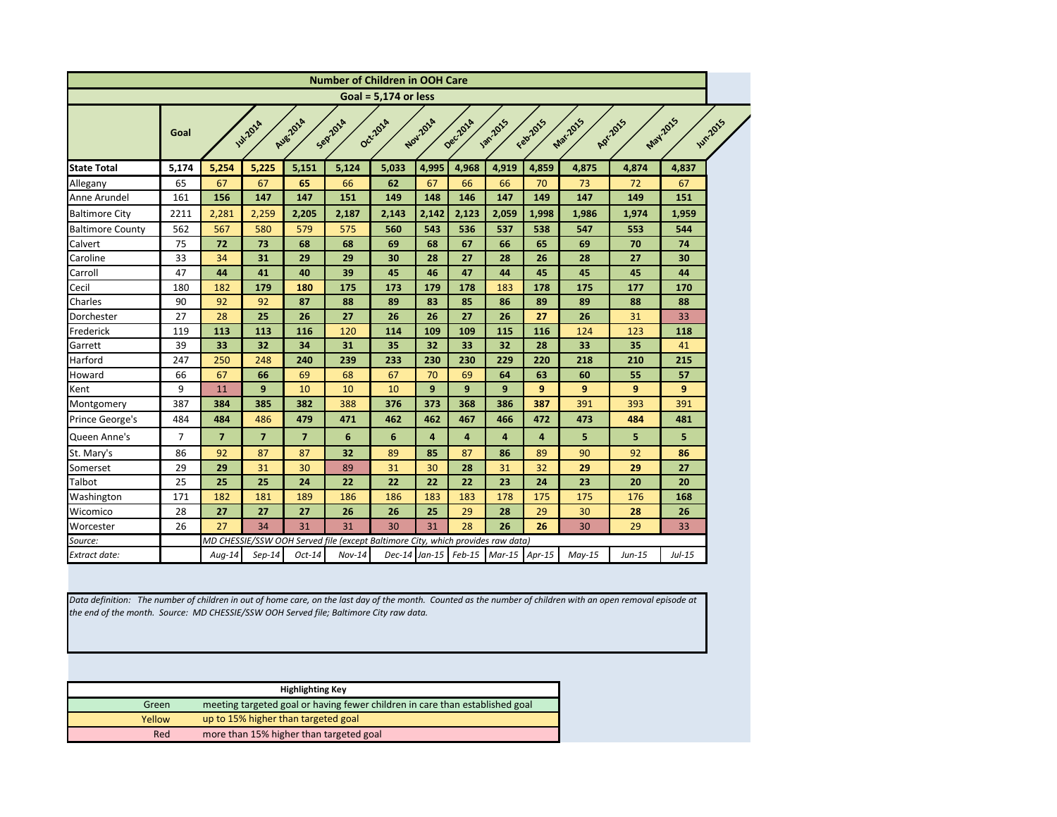## Number of Children in OOH Care

**Goal = 5,174 or less**

| | Goal | Jul-2014 | Aug-2014 | Sep-2014 | Oct-2014 | Nov-2014 | Dec-2014 | Jan-2015 | Feb-2015 | Mar-2015 | Apr-2015 | May-2015 | Jun-2015 |
|---|---|---|---|---|---|---|---|---|---|---|---|---|---|
| **State Total** | **5,174** | **5,254** | **5,225** | **5,151** | **5,124** | **5,033** | **4,995** | **4,968** | **4,919** | **4,859** | **4,875** | **4,874** | **4,837** |
| Allegany | 65 | 67 | 67 | **65** | 66 | **62** | 67 | 66 | 66 | 70 | 73 | 72 | 67 |
| Anne Arundel | 161 | **156** | **147** | **147** | **151** | **149** | **148** | **146** | **147** | **149** | **147** | **149** | **151** |
| Baltimore City | 2211 | 2,281 | 2,259 | **2,205** | **2,187** | **2,143** | **2,142** | **2,123** | **2,059** | **1,998** | **1,986** | **1,974** | **1,959** |
| Baltimore County | 562 | 567 | 580 | 579 | 575 | **560** | **543** | **536** | **537** | **538** | **547** | **553** | **544** |
| Calvert | 75 | **72** | **73** | **68** | **68** | **69** | **68** | **67** | **66** | **65** | **69** | **70** | **74** |
| Caroline | 33 | 34 | **31** | **29** | **29** | **30** | **28** | **27** | **28** | **26** | **28** | **27** | **30** |
| Carroll | 47 | **44** | **41** | **40** | **39** | **45** | **46** | **47** | **44** | **45** | **45** | **45** | **44** |
| Cecil | 180 | 182 | **179** | **180** | **175** | **173** | **179** | **178** | 183 | **178** | **175** | **177** | **170** |
| Charles | 90 | 92 | 92 | **87** | **88** | **89** | **83** | **85** | **86** | **89** | **89** | **88** | **88** |
| Dorchester | 27 | 28 | **25** | **26** | **27** | **26** | **26** | **27** | **26** | **27** | **26** | 31 | 33 |
| Frederick | 119 | **113** | **113** | **116** | 120 | **114** | **109** | **109** | **115** | **116** | 124 | 123 | **118** |
| Garrett | 39 | **33** | **32** | **34** | **31** | **35** | **32** | **33** | **32** | **28** | **33** | **35** | 41 |
| Harford | 247 | 250 | 248 | **240** | **239** | **233** | **230** | **230** | **229** | **220** | **218** | **210** | **215** |
| Howard | 66 | 67 | **66** | 69 | 68 | 67 | 70 | 69 | **64** | **63** | **60** | **55** | **57** |
| Kent | 9 | 11 | **9** | 10 | 10 | 10 | **9** | **9** | **9** | **9** | **9** | **9** | **9** |
| Montgomery | 387 | **384** | **385** | **382** | 388 | **376** | **373** | **368** | **386** | **387** | 391 | 393 | 391 |
| Prince George's | 484 | **484** | 486 | **479** | **471** | **462** | **462** | **467** | **466** | **472** | **473** | **484** | **481** |
| Queen Anne's | 7 | **7** | **7** | **7** | **6** | **6** | **4** | **4** | **4** | **4** | **5** | **5** | **5** |
| St. Mary's | 86 | 92 | 87 | 87 | **32** | 89 | **85** | 87 | **86** | 89 | 90 | 92 | **86** |
| Somerset | 29 | **29** | 31 | 30 | 89 | 31 | 30 | **28** | 31 | 32 | **29** | **29** | **27** |
| Talbot | 25 | **25** | **25** | **24** | **22** | **22** | **22** | **22** | **23** | **24** | **23** | **20** | **20** |
| Washington | 171 | 182 | 181 | 189 | 186 | 186 | 183 | 183 | 178 | 175 | 175 | 176 | **168** |
| Wicomico | 28 | **27** | **27** | **27** | **26** | **26** | **25** | 29 | **28** | 29 | 30 | **28** | **26** |
| Worcester | 26 | 27 | 34 | 31 | 31 | 30 | 31 | 28 | **26** | **26** | 30 | 29 | 33 |
| *Source:* | | *MD CHESSIE/SSW OOH Served file (except Baltimore City, which provides raw data)* | | | | | | | | | | | |
| *Extract date:* | | *Aug-14* | *Sep-14* | *Oct-14* | *Nov-14* | *Dec-14* | *Jan-15* | *Feb-15* | *Mar-15* | *Apr-15* | *May-15* | *Jun-15* | *Jul-15* |

*Data definition: The number of children in out of home care, on the last day of the month. Counted as the number of children with an open removal episode at the end of the month. Source: MD CHESSIE/SSW OOH Served file; Baltimore City raw data.*

| Highlighting Key | |
|---|---|
| Green | meeting targeted goal or having fewer children in care than established goal |
| Yellow | up to 15% higher than targeted goal |
| Red | more than 15% higher than targeted goal |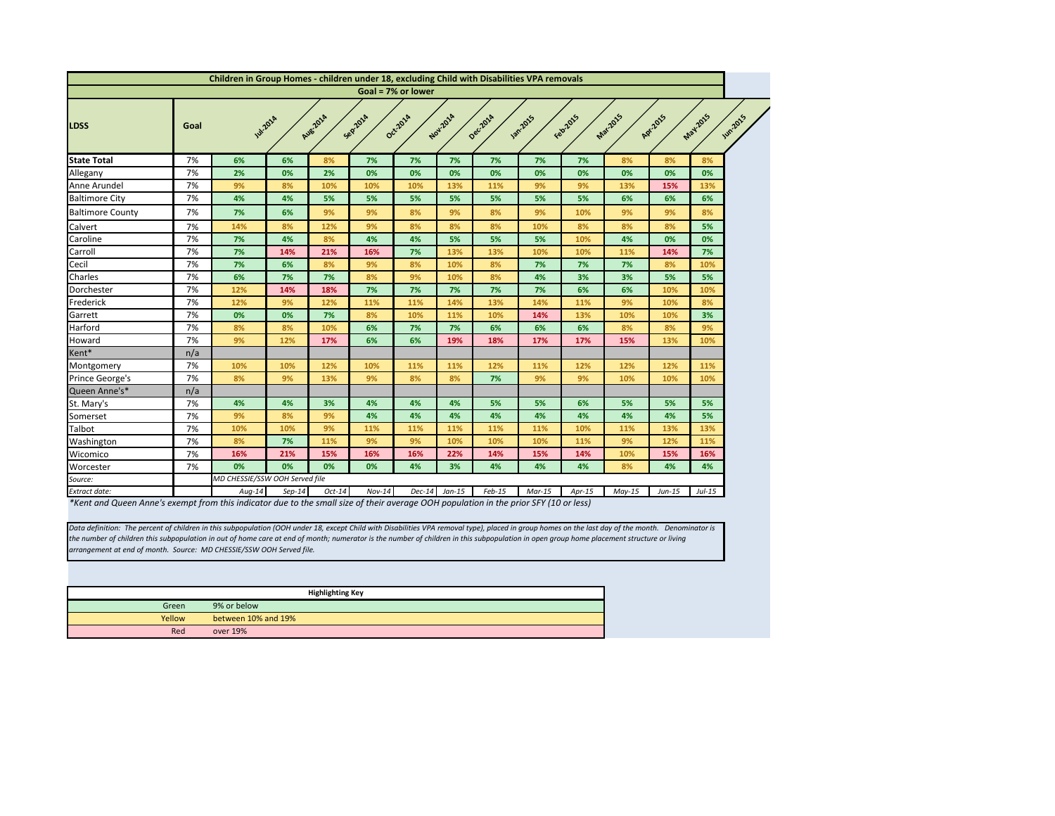| Children in Group Homes - children under 18, excluding Child with Disabilities VPA removals | | | | | | | | | | | | | |
|---|---|---|---|---|---|---|---|---|---|---|---|---|---|
| Goal = 7% or lower | | | | | | | | | | | | | |
| LDSS | Goal | Jul-2014 | Aug-2014 | Sep-2014 | Oct-2014 | Nov-2014 | Dec-2014 | Jan-2015 | Feb-2015 | Mar-2015 | Apr-2015 | May-2015 | Jun-2015 |
| **State Total** | 7% | 6% | 6% | 8% | 7% | 7% | 7% | 7% | 7% | 7% | 8% | 8% | 8% |
| Allegany | 7% | 2% | 0% | 2% | 0% | 0% | 0% | 0% | 0% | 0% | 0% | 0% | 0% |
| Anne Arundel | 7% | 9% | 8% | 10% | 10% | 10% | 13% | 11% | 9% | 9% | 13% | 15% | 13% |
| Baltimore City | 7% | 4% | 4% | 5% | 5% | 5% | 5% | 5% | 5% | 5% | 6% | 6% | 6% |
| Baltimore County | 7% | 7% | 6% | 9% | 9% | 8% | 9% | 8% | 9% | 10% | 9% | 9% | 8% |
| Calvert | 7% | 14% | 8% | 12% | 9% | 8% | 8% | 8% | 10% | 8% | 8% | 8% | 5% |
| Caroline | 7% | 7% | 4% | 8% | 4% | 4% | 5% | 5% | 5% | 10% | 4% | 0% | 0% |
| Carroll | 7% | 7% | 14% | 21% | 16% | 7% | 13% | 13% | 10% | 10% | 11% | 14% | 7% |
| Cecil | 7% | 7% | 6% | 8% | 9% | 8% | 10% | 8% | 7% | 7% | 7% | 8% | 10% |
| Charles | 7% | 6% | 7% | 7% | 8% | 9% | 10% | 8% | 4% | 3% | 3% | 5% | 5% |
| Dorchester | 7% | 12% | 14% | 18% | 7% | 7% | 7% | 7% | 7% | 6% | 6% | 10% | 10% |
| Frederick | 7% | 12% | 9% | 12% | 11% | 11% | 14% | 13% | 14% | 11% | 9% | 10% | 8% |
| Garrett | 7% | 0% | 0% | 7% | 8% | 10% | 11% | 10% | 14% | 13% | 10% | 10% | 3% |
| Harford | 7% | 8% | 8% | 10% | 6% | 7% | 7% | 6% | 6% | 6% | 8% | 8% | 9% |
| Howard | 7% | 9% | 12% | 17% | 6% | 6% | 19% | 18% | 17% | 17% | 15% | 13% | 10% |
| Kent* | n/a | | | | | | | | | | | | |
| Montgomery | 7% | 10% | 10% | 12% | 10% | 11% | 11% | 12% | 11% | 12% | 12% | 12% | 11% |
| Prince George's | 7% | 8% | 9% | 13% | 9% | 8% | 8% | 7% | 9% | 9% | 10% | 10% | 10% |
| Queen Anne's* | n/a | | | | | | | | | | | | |
| St. Mary's | 7% | 4% | 4% | 3% | 4% | 4% | 4% | 5% | 5% | 6% | 5% | 5% | 5% |
| Somerset | 7% | 9% | 8% | 9% | 4% | 4% | 4% | 4% | 4% | 4% | 4% | 4% | 5% |
| Talbot | 7% | 10% | 10% | 9% | 11% | 11% | 11% | 11% | 11% | 10% | 11% | 13% | 13% |
| Washington | 7% | 8% | 7% | 11% | 9% | 9% | 10% | 10% | 10% | 11% | 9% | 12% | 11% |
| Wicomico | 7% | 16% | 21% | 15% | 16% | 16% | 22% | 14% | 15% | 14% | 10% | 15% | 16% |
| Worcester | 7% | 0% | 0% | 0% | 0% | 4% | 3% | 4% | 4% | 4% | 8% | 4% | 4% |
| *Source:* | | *MD CHESSIE/SSW OOH Served file* | | | | | | | | | | | |
| *Extract date:* | | *Aug-14* | *Sep-14* | *Oct-14* | *Nov-14* | *Dec-14* | *Jan-15* | *Feb-15* | *Mar-15* | *Apr-15* | *May-15* | *Jun-15* | *Jul-15* |

*\*Kent and Queen Anne's exempt from this indicator due to the small size of their average OOH population in the prior SFY (10 or less)*

*Data definition: The percent of children in this subpopulation (OOH under 18, except Child with Disabilities VPA removal type), placed in group homes on the last day of the month. Denominator is the number of children this subpopulation in out of home care at end of month; numerator is the number of children in this subpopulation in open group home placement structure or living arrangement at end of month. Source: MD CHESSIE/SSW OOH Served file.*

| Highlighting Key | |
|---|---|
| Green | 9% or below |
| Yellow | between 10% and 19% |
| Red | over 19% |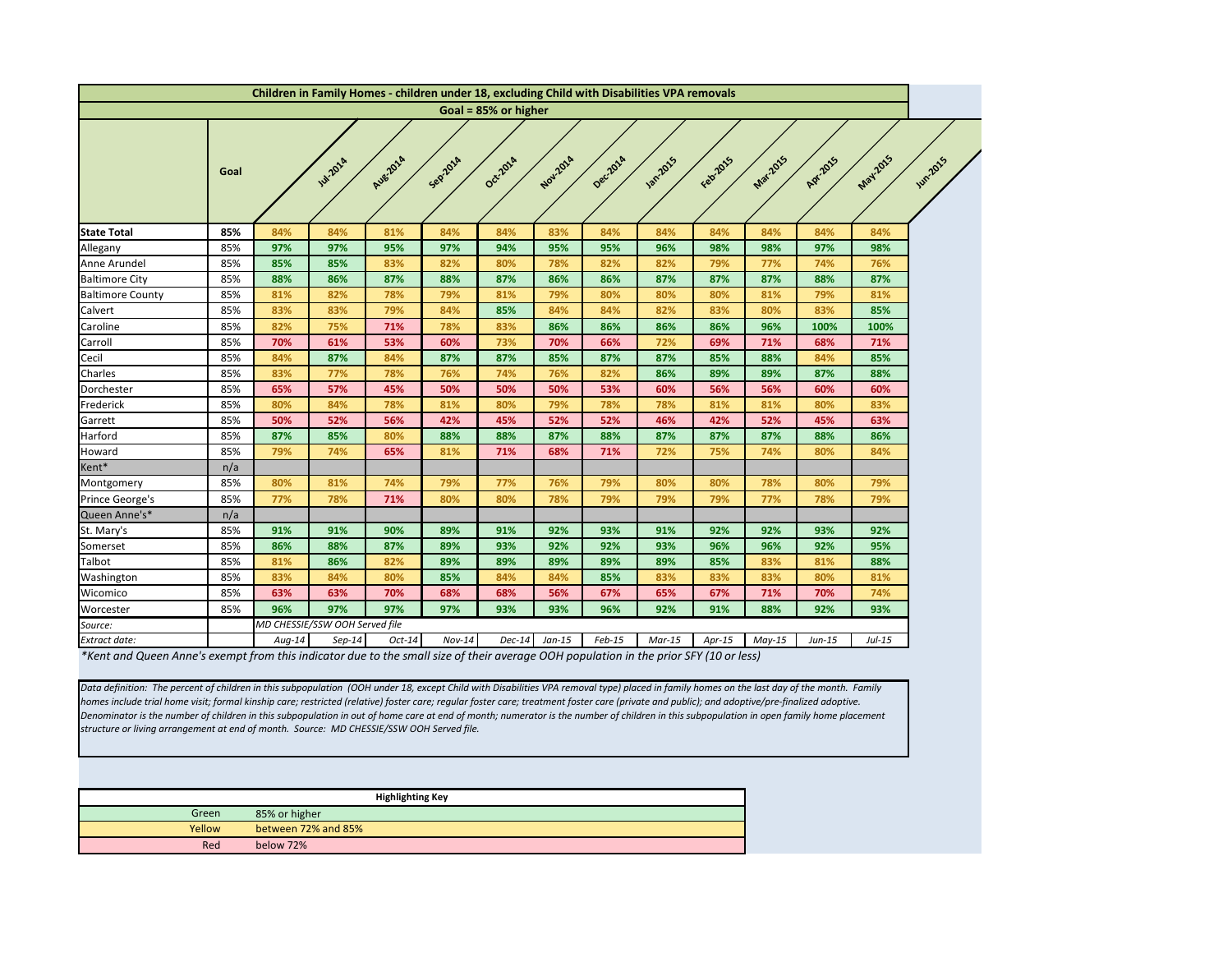| Children in Family Homes - children under 18, excluding Child with Disabilities VPA removals | | | | | | | | | | | | | |
|---|---|---|---|---|---|---|---|---|---|---|---|---|---|
| Goal = 85% or higher | | | | | | | | | | | | | |
| | Goal | Jul-2014 | Aug-2014 | Sep-2014 | Oct-2014 | Nov-2014 | Dec-2014 | Jan-2015 | Feb-2015 | Mar-2015 | Apr-2015 | May-2015 | Jun-2015 |
| **State Total** | **85%** | 84% | 84% | 81% | 84% | 84% | 83% | 84% | 84% | 84% | 84% | 84% | 84% |
| Allegany | 85% | 97% | 97% | 95% | 97% | 94% | 95% | 95% | 96% | 98% | 98% | 97% | 98% |
| Anne Arundel | 85% | 85% | 85% | 83% | 82% | 80% | 78% | 82% | 82% | 79% | 77% | 74% | 76% |
| Baltimore City | 85% | 88% | 86% | 87% | 88% | 87% | 86% | 86% | 87% | 87% | 87% | 88% | 87% |
| Baltimore County | 85% | 81% | 82% | 78% | 79% | 81% | 79% | 80% | 80% | 80% | 81% | 79% | 81% |
| Calvert | 85% | 83% | 83% | 79% | 84% | 85% | 84% | 84% | 82% | 83% | 80% | 83% | 85% |
| Caroline | 85% | 82% | 75% | 71% | 78% | 83% | 86% | 86% | 86% | 86% | 96% | 100% | 100% |
| Carroll | 85% | 70% | 61% | 53% | 60% | 73% | 70% | 66% | 72% | 69% | 71% | 68% | 71% |
| Cecil | 85% | 84% | 87% | 84% | 87% | 87% | 85% | 87% | 87% | 85% | 88% | 84% | 85% |
| Charles | 85% | 83% | 77% | 78% | 76% | 74% | 76% | 82% | 86% | 89% | 89% | 87% | 88% |
| Dorchester | 85% | 65% | 57% | 45% | 50% | 50% | 50% | 53% | 60% | 56% | 56% | 60% | 60% |
| Frederick | 85% | 80% | 84% | 78% | 81% | 80% | 79% | 78% | 78% | 81% | 81% | 80% | 83% |
| Garrett | 85% | 50% | 52% | 56% | 42% | 45% | 52% | 52% | 46% | 42% | 52% | 45% | 63% |
| Harford | 85% | 87% | 85% | 80% | 88% | 88% | 87% | 88% | 87% | 87% | 87% | 88% | 86% |
| Howard | 85% | 79% | 74% | 65% | 81% | 71% | 68% | 71% | 72% | 75% | 74% | 80% | 84% |
| Kent* | n/a | | | | | | | | | | | | |
| Montgomery | 85% | 80% | 81% | 74% | 79% | 77% | 76% | 79% | 80% | 80% | 78% | 80% | 79% |
| Prince George's | 85% | 77% | 78% | 71% | 80% | 80% | 78% | 79% | 79% | 79% | 77% | 78% | 79% |
| Queen Anne's* | n/a | | | | | | | | | | | | |
| St. Mary's | 85% | 91% | 91% | 90% | 89% | 91% | 92% | 93% | 91% | 92% | 92% | 93% | 92% |
| Somerset | 85% | 86% | 88% | 87% | 89% | 93% | 92% | 92% | 93% | 96% | 96% | 92% | 95% |
| Talbot | 85% | 81% | 86% | 82% | 89% | 89% | 89% | 89% | 89% | 85% | 83% | 81% | 88% |
| Washington | 85% | 83% | 84% | 80% | 85% | 84% | 84% | 85% | 83% | 83% | 83% | 80% | 81% |
| Wicomico | 85% | 63% | 63% | 70% | 68% | 68% | 56% | 67% | 65% | 67% | 71% | 70% | 74% |
| Worcester | 85% | 96% | 97% | 97% | 97% | 93% | 93% | 96% | 92% | 91% | 88% | 92% | 93% |
| *Source:* | | *MD CHESSIE/SSW OOH Served file* | | | | | | | | | | | |
| *Extract date:* | | *Aug-14* | *Sep-14* | *Oct-14* | *Nov-14* | *Dec-14* | *Jan-15* | *Feb-15* | *Mar-15* | *Apr-15* | *May-15* | *Jun-15* | *Jul-15* |

*\*Kent and Queen Anne's exempt from this indicator due to the small size of their average OOH population in the prior SFY (10 or less)*

*Data definition: The percent of children in this subpopulation (OOH under 18, except Child with Disabilities VPA removal type) placed in family homes on the last day of the month. Family homes include trial home visit; formal kinship care; restricted (relative) foster care; regular foster care; treatment foster care (private and public); and adoptive/pre-finalized adoptive. Denominator is the number of children in this subpopulation in out of home care at end of month; numerator is the number of children in this subpopulation in open family home placement structure or living arrangement at end of month. Source: MD CHESSIE/SSW OOH Served file.*

| Highlighting Key | |
|---|---|
| Green | 85% or higher |
| Yellow | between 72% and 85% |
| Red | below 72% |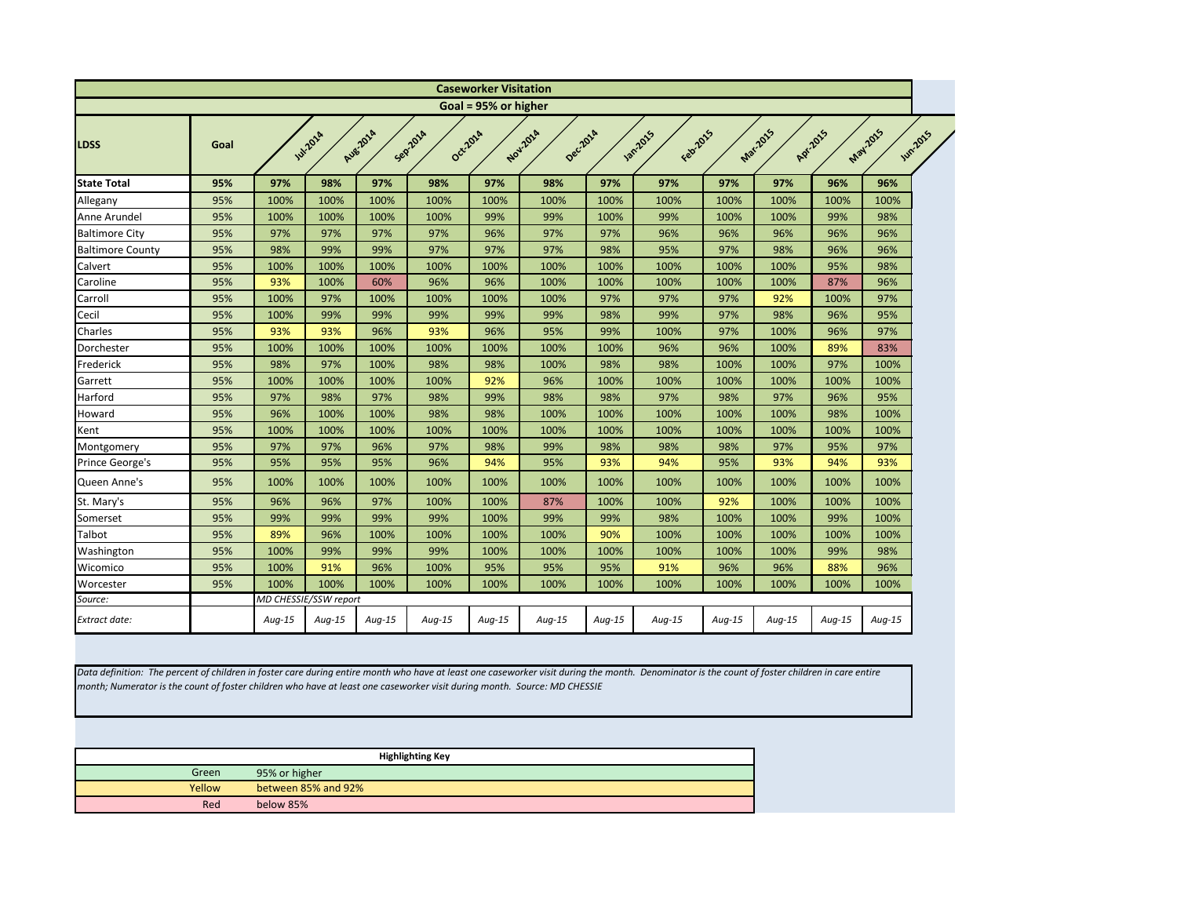## Caseworker Visitation

**Goal = 95% or higher**

| LDSS | Goal | Jul-2014 | Aug-2014 | Sep-2014 | Oct-2014 | Nov-2014 | Dec-2014 | Jan-2015 | Feb-2015 | Mar-2015 | Apr-2015 | May-2015 | Jun-2015 |
|---|---|---|---|---|---|---|---|---|---|---|---|---|---|
| **State Total** | **95%** | **97%** | **98%** | **97%** | **98%** | **97%** | **98%** | **97%** | **97%** | **97%** | **97%** | **96%** | **96%** |
| Allegany | 95% | 100% | 100% | 100% | 100% | 100% | 100% | 100% | 100% | 100% | 100% | 100% | 100% |
| Anne Arundel | 95% | 100% | 100% | 100% | 100% | 99% | 99% | 100% | 99% | 100% | 100% | 99% | 98% |
| Baltimore City | 95% | 97% | 97% | 97% | 97% | 96% | 97% | 97% | 96% | 96% | 96% | 96% | 96% |
| Baltimore County | 95% | 98% | 99% | 99% | 97% | 97% | 97% | 98% | 95% | 97% | 98% | 96% | 96% |
| Calvert | 95% | 100% | 100% | 100% | 100% | 100% | 100% | 100% | 100% | 100% | 100% | 95% | 98% |
| Caroline | 95% | 93% | 100% | 60% | 96% | 96% | 100% | 100% | 100% | 100% | 100% | 87% | 96% |
| Carroll | 95% | 100% | 97% | 100% | 100% | 100% | 100% | 97% | 97% | 97% | 92% | 100% | 97% |
| Cecil | 95% | 100% | 99% | 99% | 99% | 99% | 99% | 98% | 99% | 97% | 98% | 96% | 95% |
| Charles | 95% | 93% | 93% | 96% | 93% | 96% | 95% | 99% | 100% | 97% | 100% | 96% | 97% |
| Dorchester | 95% | 100% | 100% | 100% | 100% | 100% | 100% | 100% | 96% | 96% | 100% | 89% | 83% |
| Frederick | 95% | 98% | 97% | 100% | 98% | 98% | 100% | 98% | 98% | 100% | 100% | 97% | 100% |
| Garrett | 95% | 100% | 100% | 100% | 100% | 92% | 96% | 100% | 100% | 100% | 100% | 100% | 100% |
| Harford | 95% | 97% | 98% | 97% | 98% | 99% | 98% | 98% | 97% | 98% | 97% | 96% | 95% |
| Howard | 95% | 96% | 100% | 100% | 98% | 98% | 100% | 100% | 100% | 100% | 100% | 98% | 100% |
| Kent | 95% | 100% | 100% | 100% | 100% | 100% | 100% | 100% | 100% | 100% | 100% | 100% | 100% |
| Montgomery | 95% | 97% | 97% | 96% | 97% | 98% | 99% | 98% | 98% | 98% | 97% | 95% | 97% |
| Prince George's | 95% | 95% | 95% | 95% | 96% | 94% | 95% | 93% | 94% | 95% | 93% | 94% | 93% |
| Queen Anne's | 95% | 100% | 100% | 100% | 100% | 100% | 100% | 100% | 100% | 100% | 100% | 100% | 100% |
| St. Mary's | 95% | 96% | 96% | 97% | 100% | 100% | 87% | 100% | 100% | 92% | 100% | 100% | 100% |
| Somerset | 95% | 99% | 99% | 99% | 99% | 100% | 99% | 99% | 98% | 100% | 100% | 99% | 100% |
| Talbot | 95% | 89% | 96% | 100% | 100% | 100% | 100% | 90% | 100% | 100% | 100% | 100% | 100% |
| Washington | 95% | 100% | 99% | 99% | 99% | 100% | 100% | 100% | 100% | 100% | 100% | 99% | 98% |
| Wicomico | 95% | 100% | 91% | 96% | 100% | 95% | 95% | 95% | 91% | 96% | 96% | 88% | 96% |
| Worcester | 95% | 100% | 100% | 100% | 100% | 100% | 100% | 100% | 100% | 100% | 100% | 100% | 100% |
| *Source:* | | *MD CHESSIE/SSW report* | | | | | | | | | | | |
| *Extract date:* | | *Aug-15* | *Aug-15* | *Aug-15* | *Aug-15* | *Aug-15* | *Aug-15* | *Aug-15* | *Aug-15* | *Aug-15* | *Aug-15* | *Aug-15* | *Aug-15* |

*Data definition: The percent of children in foster care during entire month who have at least one caseworker visit during the month. Denominator is the count of foster children in care entire month; Numerator is the count of foster children who have at least one caseworker visit during month. Source: MD CHESSIE*

| Highlighting Key | |
|---|---|
| Green | 95% or higher |
| Yellow | between 85% and 92% |
| Red | below 85% |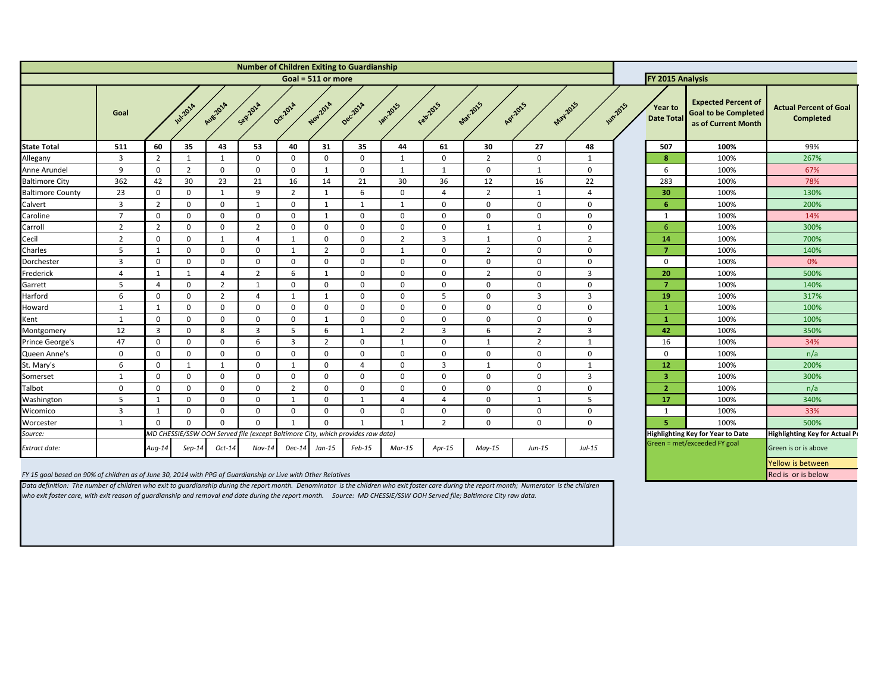## Number of Children Exiting to Guardianship

### Goal = 511 or more

| | Goal | Jul-2014 | Aug-2014 | Sep-2014 | Oct-2014 | Nov-2014 | Dec-2014 | Jan-2015 | Feb-2015 | Mar-2015 | Apr-2015 | May-2015 | Jun-2015 | FY 2015 Analysis: Year to Date Total | Expected Percent of Goal to be Completed as of Current Month | Actual Percent of Goal Completed |
|---|---|---|---|---|---|---|---|---|---|---|---|---|---|---|---|---|
| **State Total** | **511** | **60** | **35** | **43** | **53** | **40** | **31** | **35** | **44** | **61** | **30** | **27** | **48** | **507** | **100%** | 99% |
| Allegany | 3 | 2 | 1 | 1 | 0 | 0 | 0 | 0 | 1 | 0 | 2 | 0 | 1 | **8** | 100% | 267% |
| Anne Arundel | 9 | 0 | 2 | 0 | 0 | 0 | 1 | 0 | 1 | 1 | 0 | 1 | 0 | 6 | 100% | 67% |
| Baltimore City | 362 | 42 | 30 | 23 | 21 | 16 | 14 | 21 | 30 | 36 | 12 | 16 | 22 | 283 | 100% | 78% |
| Baltimore County | 23 | 0 | 0 | 1 | 9 | 2 | 1 | 6 | 0 | 4 | 2 | 1 | 4 | **30** | 100% | 130% |
| Calvert | 3 | 2 | 0 | 0 | 1 | 0 | 1 | 1 | 1 | 0 | 0 | 0 | 0 | **6** | 100% | 200% |
| Caroline | 7 | 0 | 0 | 0 | 0 | 0 | 1 | 0 | 0 | 0 | 0 | 0 | 0 | 1 | 100% | 14% |
| Carroll | 2 | 2 | 0 | 0 | 2 | 0 | 0 | 0 | 0 | 0 | 1 | 1 | 0 | 6 | 100% | 300% |
| Cecil | 2 | 0 | 0 | 1 | 4 | 1 | 0 | 0 | 2 | 3 | 1 | 0 | 2 | **14** | 100% | 700% |
| Charles | 5 | 1 | 0 | 0 | 0 | 1 | 2 | 0 | 1 | 0 | 2 | 0 | 0 | **7** | 100% | 140% |
| Dorchester | 3 | 0 | 0 | 0 | 0 | 0 | 0 | 0 | 0 | 0 | 0 | 0 | 0 | 0 | 100% | 0% |
| Frederick | 4 | 1 | 1 | 4 | 2 | 6 | 1 | 0 | 0 | 0 | 2 | 0 | 3 | **20** | 100% | 500% |
| Garrett | 5 | 4 | 0 | 2 | 1 | 0 | 0 | 0 | 0 | 0 | 0 | 0 | 0 | **7** | 100% | 140% |
| Harford | 6 | 0 | 0 | 2 | 4 | 1 | 1 | 0 | 0 | 5 | 0 | 3 | 3 | **19** | 100% | 317% |
| Howard | 1 | 1 | 0 | 0 | 0 | 0 | 0 | 0 | 0 | 0 | 0 | 0 | 0 | 1 | 100% | 100% |
| Kent | 1 | 0 | 0 | 0 | 0 | 0 | 1 | 0 | 0 | 0 | 0 | 0 | 0 | **1** | 100% | 100% |
| Montgomery | 12 | 3 | 0 | 8 | 3 | 5 | 6 | 1 | 2 | 3 | 6 | 2 | 3 | **42** | 100% | 350% |
| Prince George's | 47 | 0 | 0 | 0 | 6 | 3 | 2 | 0 | 1 | 0 | 1 | 2 | 1 | 16 | 100% | 34% |
| Queen Anne's | 0 | 0 | 0 | 0 | 0 | 0 | 0 | 0 | 0 | 0 | 0 | 0 | 0 | 0 | 100% | n/a |
| St. Mary's | 6 | 0 | 1 | 1 | 0 | 1 | 0 | 4 | 0 | 3 | 1 | 0 | 1 | **12** | 100% | 200% |
| Somerset | 1 | 0 | 0 | 0 | 0 | 0 | 0 | 0 | 0 | 0 | 0 | 0 | 3 | **3** | 100% | 300% |
| Talbot | 0 | 0 | 0 | 0 | 0 | 2 | 0 | 0 | 0 | 0 | 0 | 0 | 0 | **2** | 100% | n/a |
| Washington | 5 | 1 | 0 | 0 | 0 | 1 | 0 | 1 | 4 | 4 | 0 | 1 | 5 | **17** | 100% | 340% |
| Wicomico | 3 | 1 | 0 | 0 | 0 | 0 | 0 | 0 | 0 | 0 | 0 | 0 | 0 | 1 | 100% | 33% |
| Worcester | 1 | 0 | 0 | 0 | 0 | 1 | 0 | 1 | 1 | 2 | 0 | 0 | 0 | **5** | 100% | 500% |
| *Source:* | | *MD CHESSIE/SSW OOH Served file (except Baltimore City, which provides raw data)* | | | | | | | | | | | | | | |
| *Extract date:* | | *Aug-14* | *Sep-14* | *Oct-14* | *Nov-14* | *Dec-14* | *Jan-15* | *Feb-15* | *Mar-15* | *Apr-15* | *May-15* | *Jun-15* | *Jul-15* | | | |

**Highlighting Key for Year to Date**
Green = met/exceeded FY goal

**Highlighting Key for Actual P**
Green is or is above
Yellow is between
Red is or is below

*FY 15 goal based on 90% of children as of June 30, 2014 with PPG of Guardianship or Live with Other Relatives*

*Data definition: The number of children who exit to guardianship during the report month. Denominator is the children who exit foster care during the report month; Numerator is the children who exit foster care, with exit reason of guardianship and removal end date during the report month. Source: MD CHESSIE/SSW OOH Served file; Baltimore City raw data.*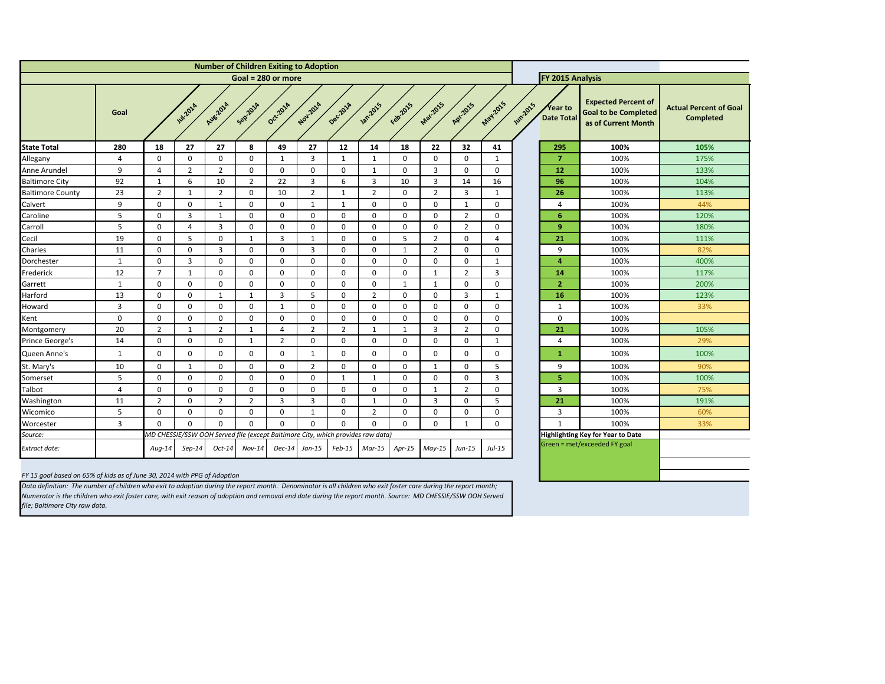| Number of Children Exiting to Adoption | | | | | | | | | | | | | | FY 2015 Analysis | | |
|---|---|---|---|---|---|---|---|---|---|---|---|---|---|---|---|---|
| Goal = 280 or more | | | | | | | | | | | | | | | | |
| | Goal | Jul-2014 | Aug-2014 | Sep-2014 | Oct-2014 | Nov-2014 | Dec-2014 | Jan-2015 | Feb-2015 | Mar-2015 | Apr-2015 | May-2015 | Jun-2015 | Year to Date Total | Expected Percent of Goal to be Completed as of Current Month | Actual Percent of Goal Completed |
| **State Total** | **280** | **18** | **27** | **27** | **8** | **49** | **27** | **12** | **14** | **18** | **22** | **32** | **41** | **295** | **100%** | **105%** |
| Allegany | 4 | 0 | 0 | 0 | 0 | 1 | 3 | 1 | 1 | 0 | 0 | 0 | 1 | **7** | 100% | 175% |
| Anne Arundel | 9 | 4 | 2 | 2 | 0 | 0 | 0 | 0 | 1 | 0 | 3 | 0 | 0 | **12** | 100% | 133% |
| Baltimore City | 92 | 1 | 6 | 10 | 2 | 22 | 3 | 6 | 3 | 10 | 3 | 14 | 16 | **96** | 100% | 104% |
| Baltimore County | 23 | 2 | 1 | 2 | 0 | 10 | 2 | 1 | 2 | 0 | 2 | 3 | 1 | **26** | 100% | 113% |
| Calvert | 9 | 0 | 0 | 1 | 0 | 0 | 1 | 1 | 0 | 0 | 0 | 1 | 0 | 4 | 100% | 44% |
| Caroline | 5 | 0 | 3 | 1 | 0 | 0 | 0 | 0 | 0 | 0 | 0 | 2 | 0 | **6** | 100% | 120% |
| Carroll | 5 | 0 | 4 | 3 | 0 | 0 | 0 | 0 | 0 | 0 | 0 | 2 | 0 | **9** | 100% | 180% |
| Cecil | 19 | 0 | 5 | 0 | 1 | 3 | 1 | 0 | 0 | 5 | 2 | 0 | 4 | **21** | 100% | 111% |
| Charles | 11 | 0 | 0 | 3 | 0 | 0 | 3 | 0 | 0 | 1 | 2 | 0 | 0 | 9 | 100% | 82% |
| Dorchester | 1 | 0 | 3 | 0 | 0 | 0 | 0 | 0 | 0 | 0 | 0 | 0 | 1 | **4** | 100% | 400% |
| Frederick | 12 | 7 | 1 | 0 | 0 | 0 | 0 | 0 | 0 | 0 | 1 | 2 | 3 | **14** | 100% | 117% |
| Garrett | 1 | 0 | 0 | 0 | 0 | 0 | 0 | 0 | 0 | 1 | 1 | 0 | 0 | **2** | 100% | 200% |
| Harford | 13 | 0 | 0 | 1 | 1 | 3 | 5 | 0 | 2 | 0 | 0 | 3 | 1 | **16** | 100% | 123% |
| Howard | 3 | 0 | 0 | 0 | 0 | 1 | 0 | 0 | 0 | 0 | 0 | 0 | 0 | 1 | 100% | 33% |
| Kent | 0 | 0 | 0 | 0 | 0 | 0 | 0 | 0 | 0 | 0 | 0 | 0 | 0 | 0 | 100% | |
| Montgomery | 20 | 2 | 1 | 2 | 1 | 4 | 2 | 2 | 1 | 1 | 3 | 2 | 0 | **21** | 100% | 105% |
| Prince George's | 14 | 0 | 0 | 0 | 1 | 2 | 0 | 0 | 0 | 0 | 0 | 0 | 1 | 4 | 100% | 29% |
| Queen Anne's | 1 | 0 | 0 | 0 | 0 | 0 | 1 | 0 | 0 | 0 | 0 | 0 | 0 | **1** | 100% | 100% |
| St. Mary's | 10 | 0 | 1 | 0 | 0 | 0 | 2 | 0 | 0 | 0 | 1 | 0 | 5 | 9 | 100% | 90% |
| Somerset | 5 | 0 | 0 | 0 | 0 | 0 | 0 | 1 | 1 | 0 | 0 | 0 | 3 | **5** | 100% | 100% |
| Talbot | 4 | 0 | 0 | 0 | 0 | 0 | 0 | 0 | 0 | 0 | 1 | 2 | 0 | 3 | 100% | 75% |
| Washington | 11 | 2 | 0 | 2 | 2 | 3 | 3 | 0 | 1 | 0 | 3 | 0 | 5 | **21** | 100% | 191% |
| Wicomico | 5 | 0 | 0 | 0 | 0 | 0 | 1 | 0 | 2 | 0 | 0 | 0 | 0 | 3 | 100% | 60% |
| Worcester | 3 | 0 | 0 | 0 | 0 | 0 | 0 | 0 | 0 | 0 | 0 | 1 | 0 | 1 | 100% | 33% |
| *Source:* | | *MD CHESSIE/SSW OOH Served file (except Baltimore City, which provides raw data)* | | | | | | | | | | | | **Highlighting Key for Year to Date** | | |
| *Extract date:* | | *Aug-14* | *Sep-14* | *Oct-14* | *Nov-14* | *Dec-14* | *Jan-15* | *Feb-15* | *Mar-15* | *Apr-15* | *May-15* | *Jun-15* | *Jul-15* | Green = met/exceeded FY goal | | |

*FY 15 goal based on 65% of kids as of June 30, 2014 with PPG of Adoption*

*Data definition: The number of children who exit to adoption during the report month. Denominator is all children who exit foster care during the report month; Numerator is the children who exit foster care, with exit reason of adoption and removal end date during the report month. Source: MD CHESSIE/SSW OOH Served file; Baltimore City raw data.*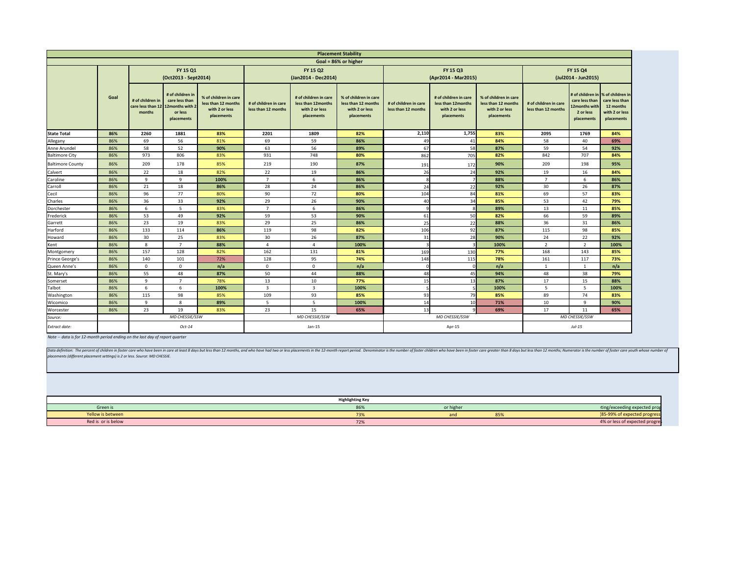| Placement Stability | | | | | | | | | | | | | |
|---|---|---|---|---|---|---|---|---|---|---|---|---|---|
| Goal = 86% or higher | | | | | | | | | | | | | |
| | | FY 15 Q1 (Oct2013 - Sept2014) | | | FY 15 Q2 (Jan2014 - Dec2014) | | | FY 15 Q3 (Apr2014 - Mar2015) | | | FY 15 Q4 (Jul2014 - Jun2015) | | |
| | Goal | # of children in care less than 12 months | # of children in care less than 12months with 2 or less placements | % of children in care less than 12 months with 2 or less placements | # of children in care less than 12 months | # of children in care less than 12months with 2 or less placements | % of children in care less than 12 months with 2 or less placements | # of children in care less than 12 months | # of children in care less than 12months with 2 or less placements | % of children in care less than 12 months with 2 or less placements | # of children in care less than 12 months | # of children in care less than 12months with 2 or less placements | % of children in care less than 12 months with 2 or less placements |
| **State Total** | 86% | 2260 | 1881 | 83% | 2201 | 1809 | 82% | 2,110 | 1,755 | 83% | 2095 | 1769 | 84% |
| Allegany | 86% | 69 | 56 | 81% | 69 | 59 | 86% | 49 | 41 | 84% | 58 | 40 | 69% |
| Anne Arundel | 86% | 58 | 52 | 90% | 63 | 56 | 89% | 67 | 58 | 87% | 59 | 54 | 92% |
| Baltimore City | 86% | 973 | 806 | 83% | 931 | 748 | 80% | 862 | 705 | 82% | 842 | 707 | 84% |
| Baltimore County | 86% | 209 | 178 | 85% | 219 | 190 | 87% | 191 | 172 | 90% | 209 | 198 | 95% |
| Calvert | 86% | 22 | 18 | 82% | 22 | 19 | 86% | 26 | 24 | 92% | 19 | 16 | 84% |
| Caroline | 86% | 9 | 9 | 100% | 7 | 6 | 86% | 8 | 7 | 88% | 7 | 6 | 86% |
| Carroll | 86% | 21 | 18 | 86% | 28 | 24 | 86% | 24 | 22 | 92% | 30 | 26 | 87% |
| Cecil | 86% | 96 | 77 | 80% | 90 | 72 | 80% | 104 | 84 | 81% | 69 | 57 | 83% |
| Charles | 86% | 36 | 33 | 92% | 29 | 26 | 90% | 40 | 34 | 85% | 53 | 42 | 79% |
| Dorchester | 86% | 6 | 5 | 83% | 7 | 6 | 86% | 9 | 8 | 89% | 13 | 11 | 85% |
| Frederick | 86% | 53 | 49 | 92% | 59 | 53 | 90% | 61 | 50 | 82% | 66 | 59 | 89% |
| Garrett | 86% | 23 | 19 | 83% | 29 | 25 | 86% | 25 | 22 | 88% | 36 | 31 | 86% |
| Harford | 86% | 133 | 114 | 86% | 119 | 98 | 82% | 106 | 92 | 87% | 115 | 98 | 85% |
| Howard | 86% | 30 | 25 | 83% | 30 | 26 | 87% | 31 | 28 | 90% | 24 | 22 | 92% |
| Kent | 86% | 8 | 7 | 88% | 4 | 4 | 100% | 3 | 3 | 100% | 2 | 2 | 100% |
| Montgomery | 86% | 157 | 128 | 82% | 162 | 131 | 81% | 169 | 130 | 77% | 168 | 143 | 85% |
| Prince George's | 86% | 140 | 101 | 72% | 128 | 95 | 74% | 148 | 115 | 78% | 161 | 117 | 73% |
| Queen Anne's | 86% | 0 | 0 | n/a | 0 | 0 | n/a | 0 | 0 | n/a | 1 | 1 | n/a |
| St. Mary's | 86% | 55 | 48 | 87% | 50 | 44 | 88% | 48 | 45 | 94% | 48 | 38 | 79% |
| Somerset | 86% | 9 | 7 | 78% | 13 | 10 | 77% | 15 | 13 | 87% | 17 | 15 | 88% |
| Talbot | 86% | 6 | 6 | 100% | 3 | 3 | 100% | 5 | 5 | 100% | 5 | 5 | 100% |
| Washington | 86% | 115 | 98 | 85% | 109 | 93 | 85% | 93 | 79 | 85% | 89 | 74 | 83% |
| Wicomico | 86% | 9 | 8 | 89% | 5 | 5 | 100% | 14 | 10 | 71% | 10 | 9 | 90% |
| Worcester | 86% | 23 | 19 | 83% | 23 | 15 | 65% | 13 | 9 | 69% | 17 | 11 | 65% |
| *Source:* | | *MD CHESSIE/SSW* | | | *MD CHESSIE/SSW* | | | *MD CHESSIE/SSW* | | | *MD CHESSIE/SSW* | | |
| *Extract date:* | | *Oct-14* | | | Jan-15 | | | Apr-15 | | | *Jul-15* | | |

*Note -- data is for 12-month period ending on the last day of report quarter*

*Data definition: The percent of children in foster care who have been in care at least 8 days but less than 12 months, and who have had two or less placements in the 12-month report period. Denominator is the number of foster children who have been in foster care greater than 8 days but less than 12 months; Numerator is the number of foster care youth whose number of placements (different placement settings) is 2 or less. Source: MD CHESSIE.*

| Highlighting Key | | | | |
|---|---|---|---|---|
| Green is | 86% | or higher | | ting/exceeding expected prog |
| Yellow is between | 73% | and | 85% | 85-99% of expected progress |
| Red is or is below | 72% | | | 4% or less of expected progre |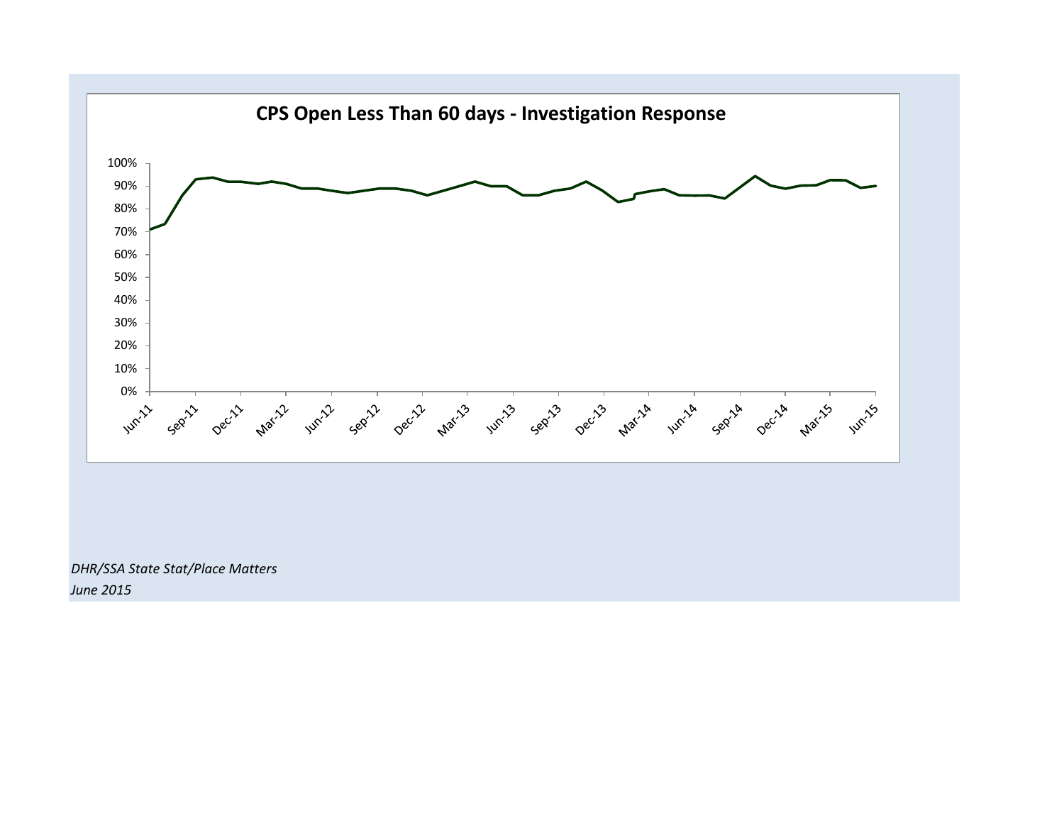## CPS Open Less Than 60 days - Investigation Response

*DHR/SSA State Stat/Place Matters*
*June 2015*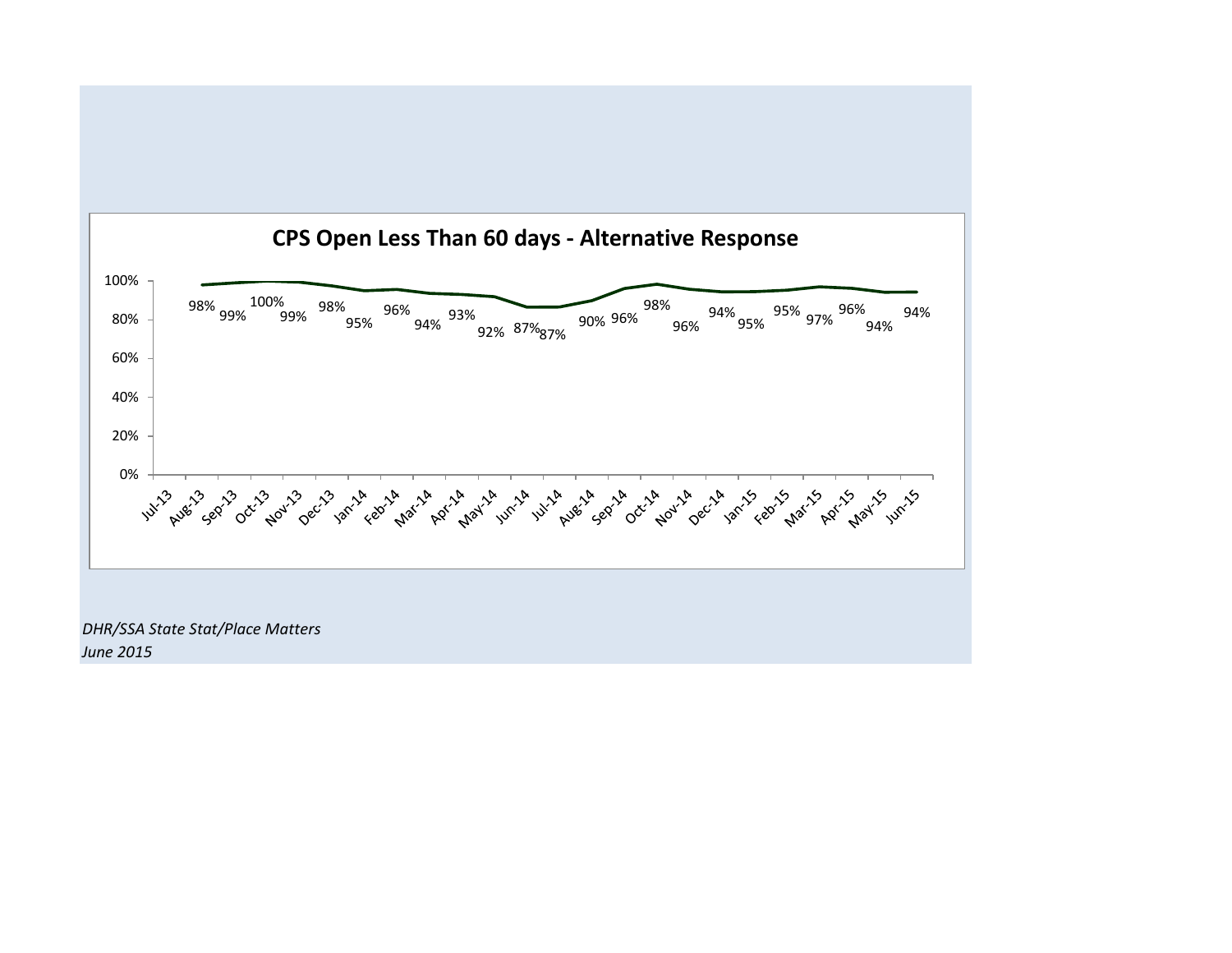## CPS Open Less Than 60 days - Alternative Response

| Month | Percent |
|---|---|
| Jul-13 | |
| Aug-13 | 98% |
| Sep-13 | 99% |
| Oct-13 | 100% |
| Nov-13 | 99% |
| Dec-13 | 98% |
| Jan-14 | 95% |
| Feb-14 | 96% |
| Mar-14 | 94% |
| Apr-14 | 93% |
| May-14 | 92% |
| Jun-14 | 87% |
| Jul-14 | 87% |
| Aug-14 | 90% |
| Sep-14 | 96% |
| Oct-14 | 98% |
| Nov-14 | 96% |
| Dec-14 | 94% |
| Jan-15 | 95% |
| Feb-15 | 95% |
| Mar-15 | 97% |
| Apr-15 | 96% |
| May-15 | 94% |
| Jun-15 | 94% |

*DHR/SSA State Stat/Place Matters*
*June 2015*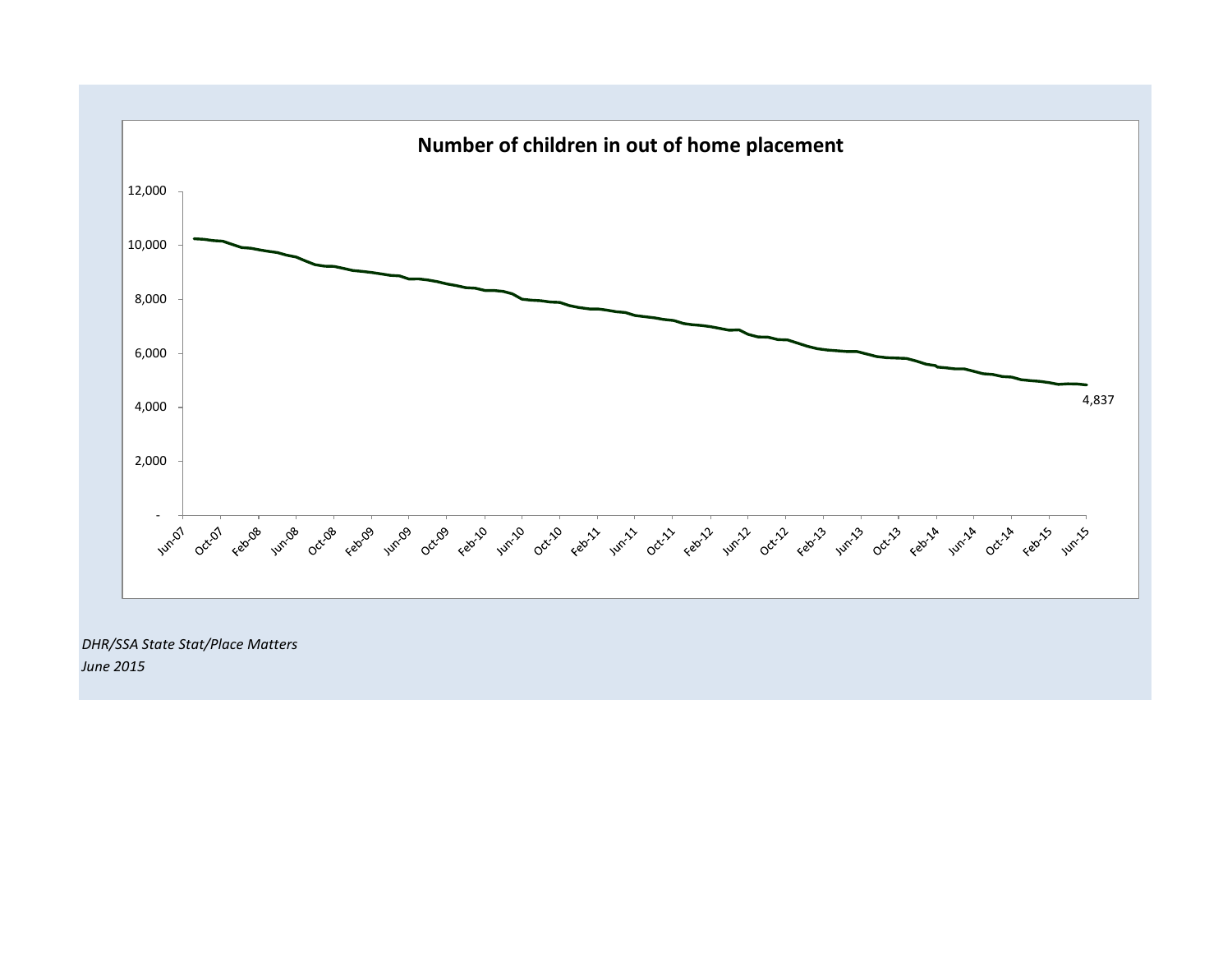**Number of children in out of home placement**

12,000
10,000
8,000
6,000
4,000
2,000
-

Jun-07 Oct-07 Feb-08 Jun-08 Oct-08 Feb-09 Jun-09 Oct-09 Feb-10 Jun-10 Oct-10 Feb-11 Jun-11 Oct-11 Feb-12 Jun-12 Oct-12 Feb-13 Jun-13 Oct-13 Feb-14 Jun-14 Oct-14 Feb-15 Jun-15

4,837

*DHR/SSA State Stat/Place Matters*
*June 2015*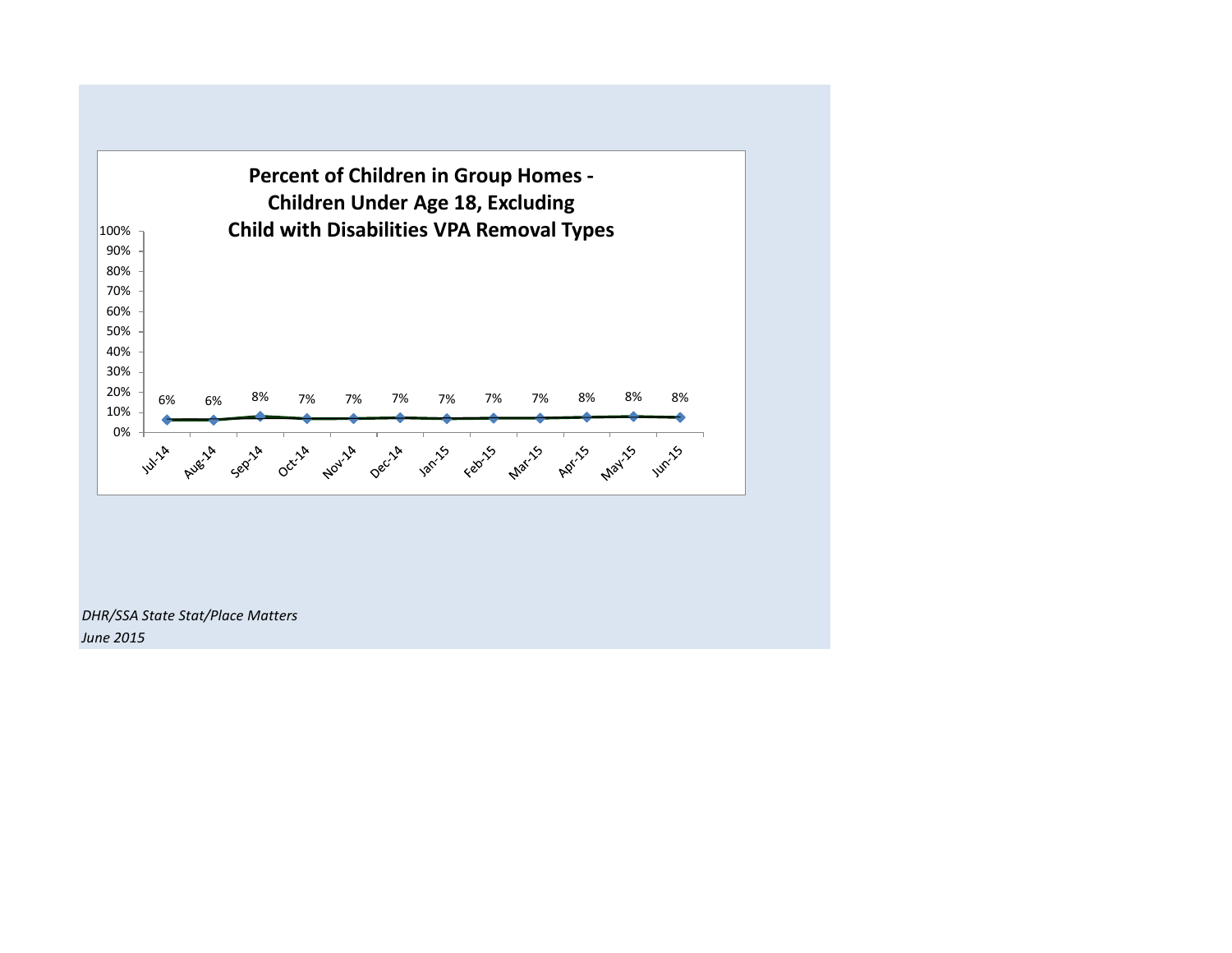**Percent of Children in Group Homes - Children Under Age 18, Excluding Child with Disabilities VPA Removal Types**

| Month | Percent |
|---|---|
| Jul-14 | 6% |
| Aug-14 | 6% |
| Sep-14 | 8% |
| Oct-14 | 7% |
| Nov-14 | 7% |
| Dec-14 | 7% |
| Jan-15 | 7% |
| Feb-15 | 7% |
| Mar-15 | 7% |
| Apr-15 | 8% |
| May-15 | 8% |
| Jun-15 | 8% |

*DHR/SSA State Stat/Place Matters*
*June 2015*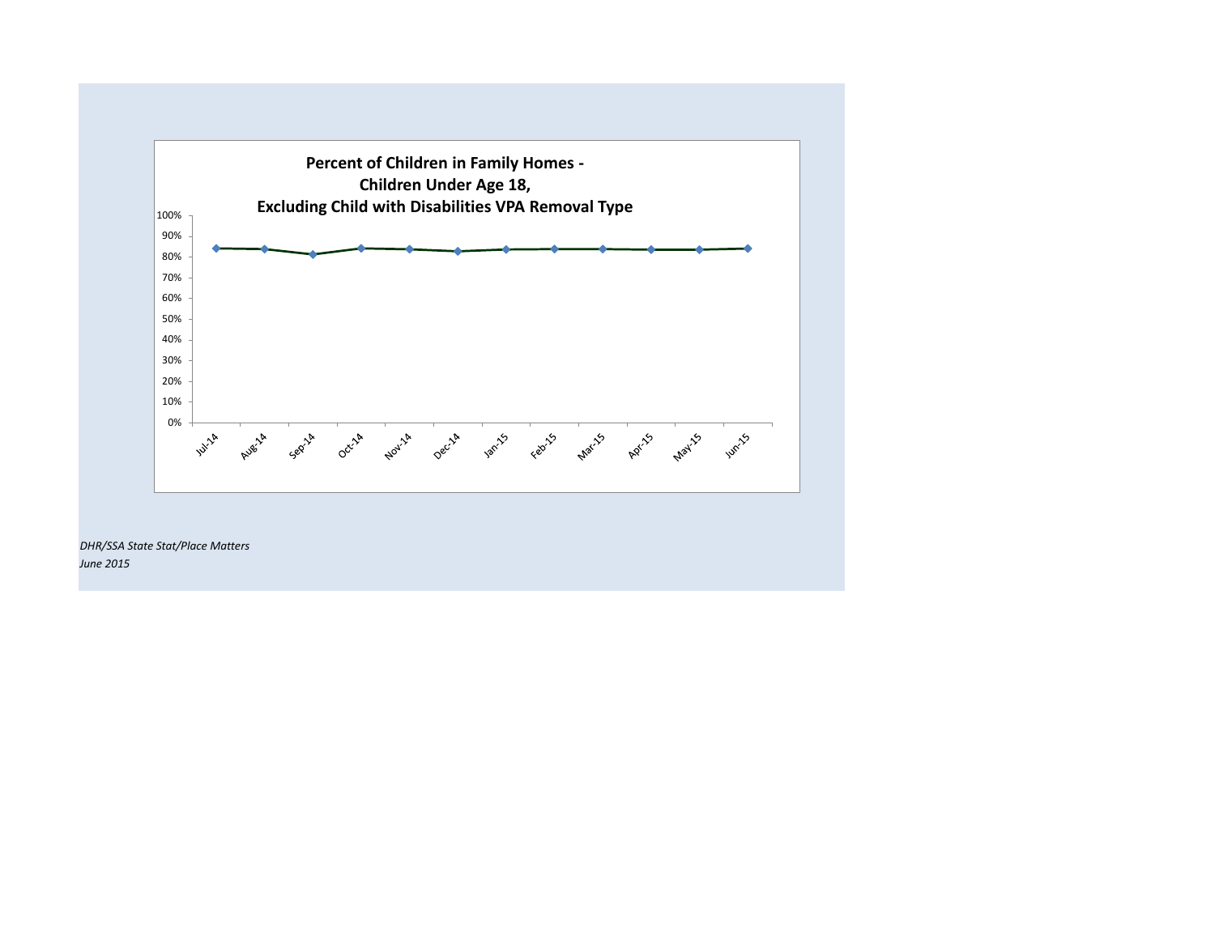**Percent of Children in Family Homes - Children Under Age 18, Excluding Child with Disabilities VPA Removal Type**

100%
90%
80%
70%
60%
50%
40%
30%
20%
10%
0%

Jul-14 Aug-14 Sep-14 Oct-14 Nov-14 Dec-14 Jan-15 Feb-15 Mar-15 Apr-15 May-15 Jun-15

*DHR/SSA State Stat/Place Matters*
*June 2015*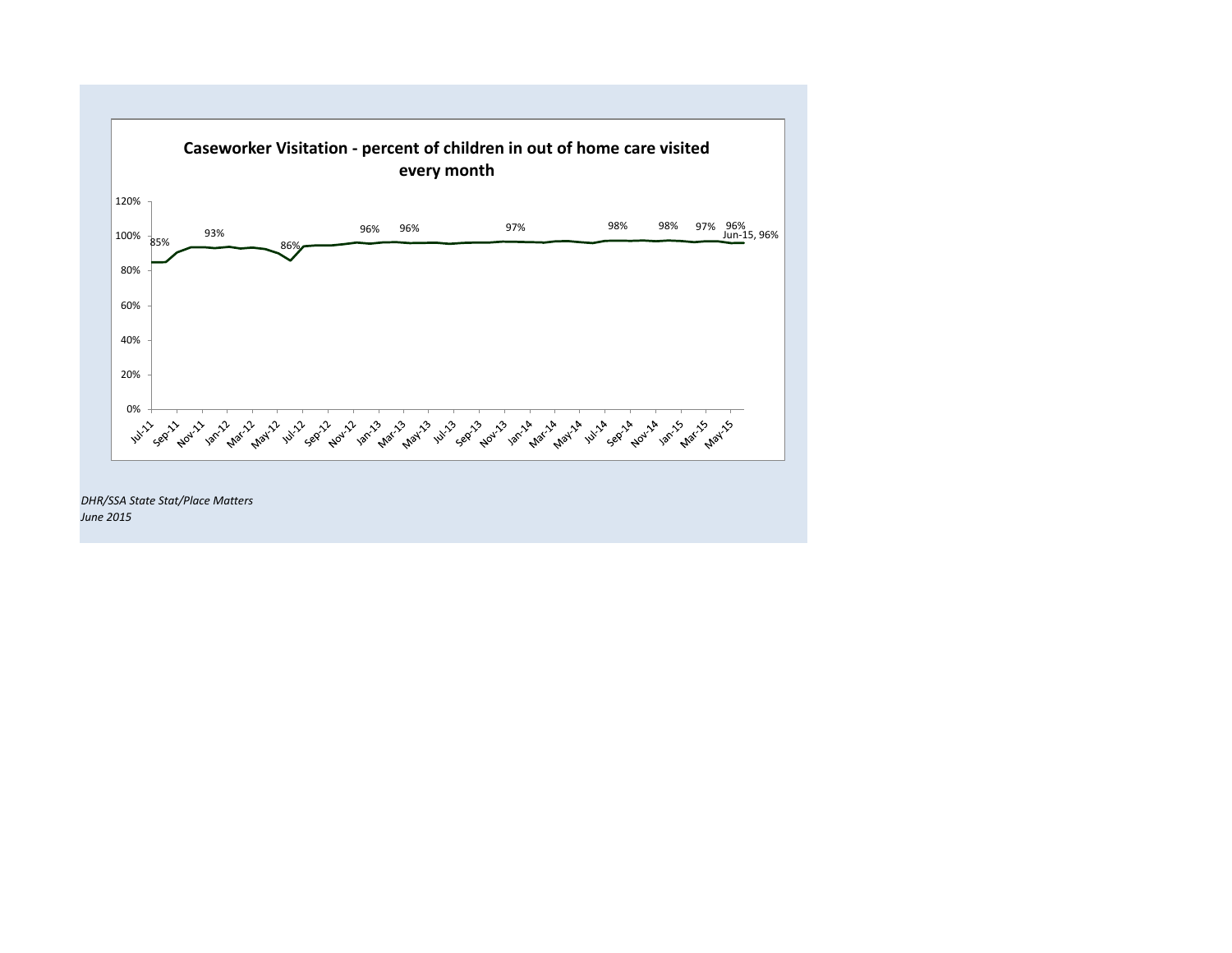## Caseworker Visitation - percent of children in out of home care visited every month

120%
100%
80%
60%
40%
20%
0%

85% 93% 86% 96% 96% 97% 98% 98% 97% 96% Jun-15, 96%

Jul-11 Sep-11 Nov-11 Jan-12 Mar-12 May-12 Jul-12 Sep-12 Nov-12 Jan-13 Mar-13 May-13 Jul-13 Sep-13 Nov-13 Jan-14 Mar-14 May-14 Jul-14 Sep-14 Nov-14 Jan-15 Mar-15 May-15

*DHR/SSA State Stat/Place Matters*
*June 2015*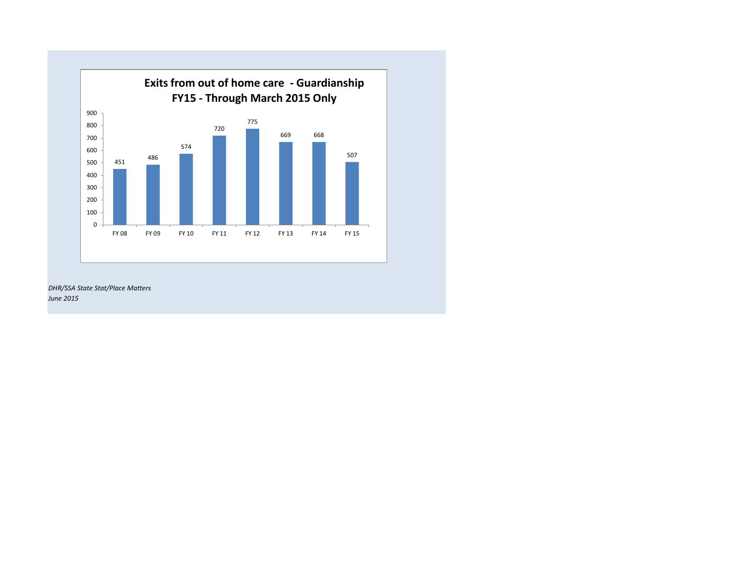**Exits from out of home care - Guardianship**
**FY15 - Through March 2015 Only**

| Fiscal Year | Exits |
|---|---|
| FY 08 | 451 |
| FY 09 | 486 |
| FY 10 | 574 |
| FY 11 | 720 |
| FY 12 | 775 |
| FY 13 | 669 |
| FY 14 | 668 |
| FY 15 | 507 |

*DHR/SSA State Stat/Place Matters*
*June 2015*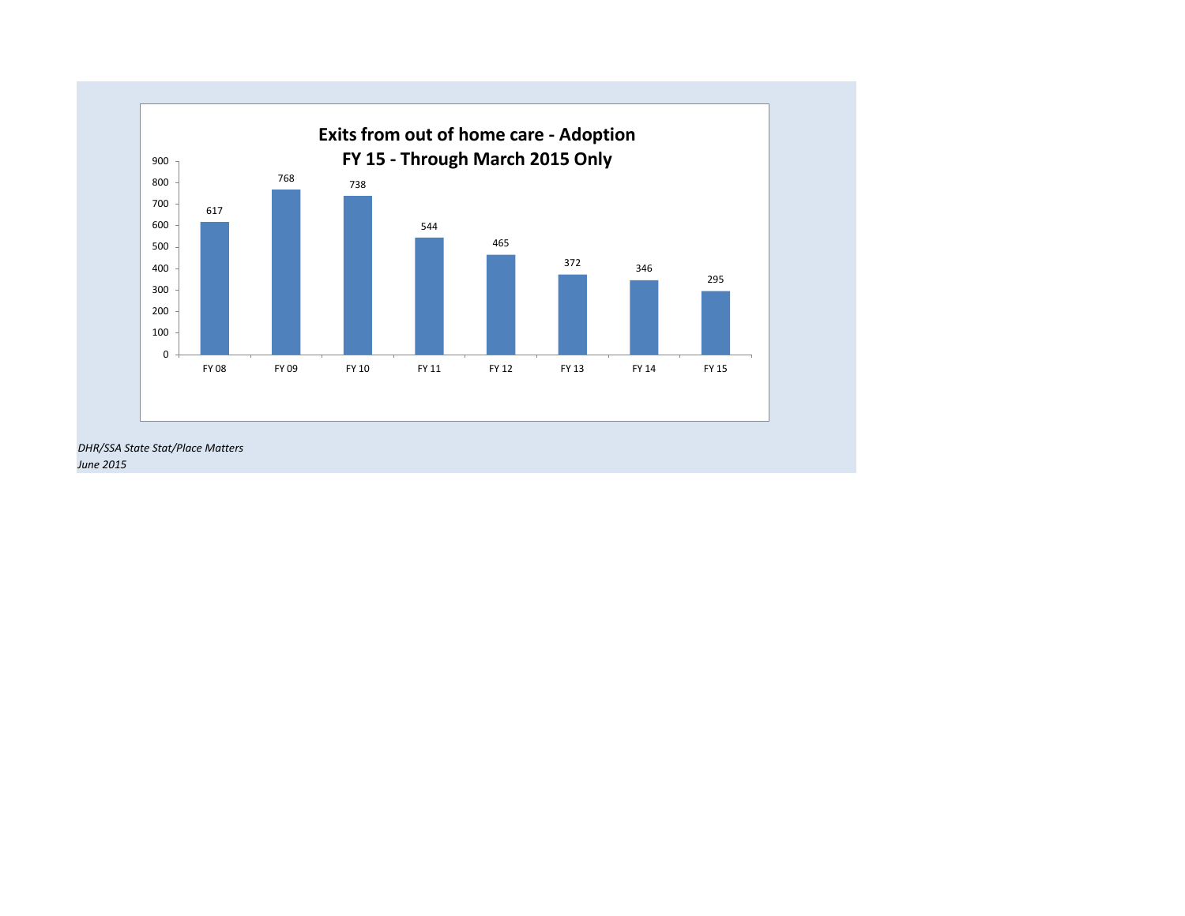Exits from out of home care - Adoption
FY 15 - Through March 2015 Only

900
800
700
600
500
400
300
200
100
0

617
768
738
544
465
372
346
295

FY 08
FY 09
FY 10
FY 11
FY 12
FY 13
FY 14
FY 15

*DHR/SSA State Stat/Place Matters*
*June 2015*